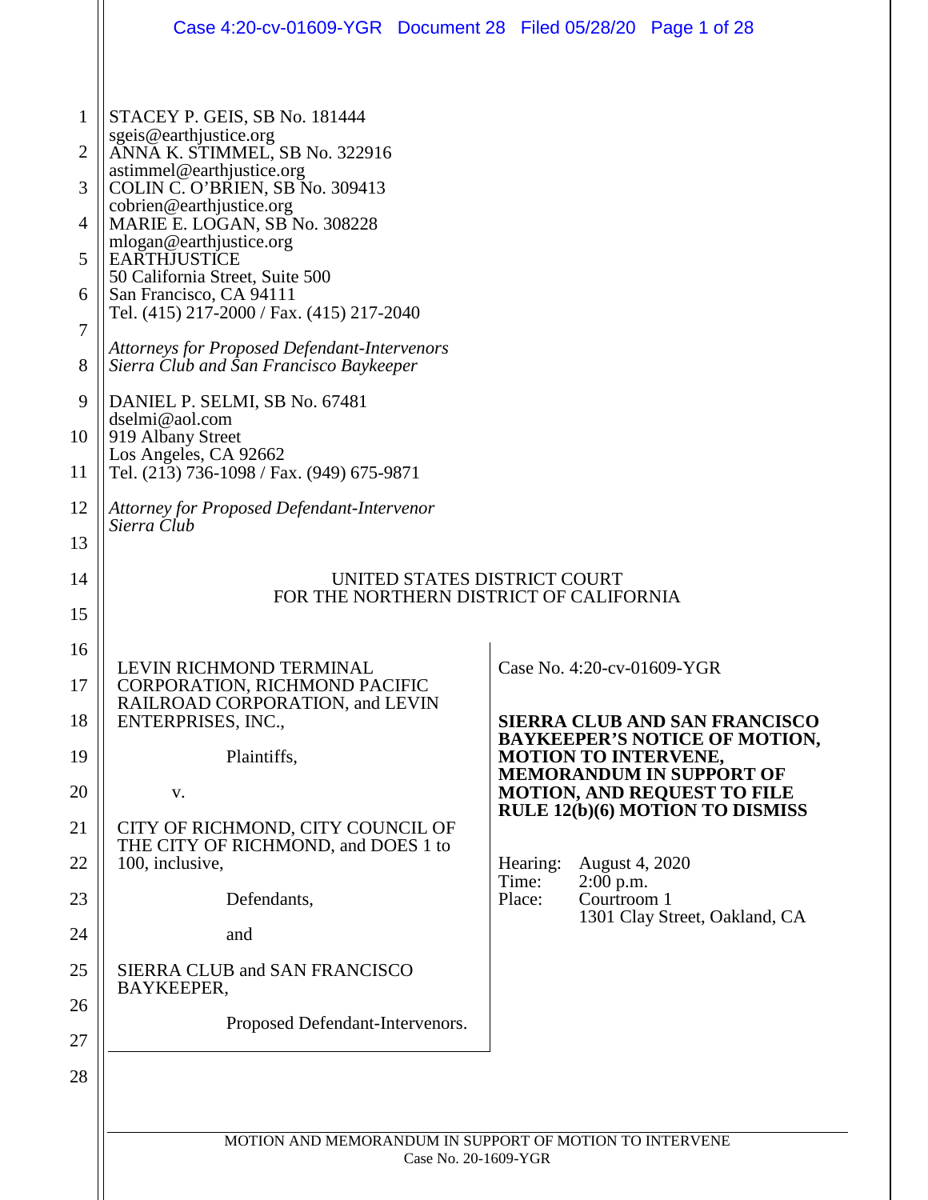STACEY P. GEIS, SB No. 181444
sgeis@earthjustice.org
ANNA K. STIMMEL, SB No. 322916
astimmel@earthjustice.org
COLIN C. O'BRIEN, SB No. 309413
cobrien@earthjustice.org
MARIE E. LOGAN, SB No. 308228
mlogan@earthjustice.org
EARTHJUSTICE
50 California Street, Suite 500
San Francisco, CA 94111
Tel. (415) 217-2000 / Fax. (415) 217-2040

*Attorneys for Proposed Defendant-Intervenors Sierra Club and San Francisco Baykeeper*

DANIEL P. SELMI, SB No. 67481
dselmi@aol.com
919 Albany Street
Los Angeles, CA 92662
Tel. (213) 736-1098 / Fax. (949) 675-9871

*Attorney for Proposed Defendant-Intervenor Sierra Club*

UNITED STATES DISTRICT COURT
FOR THE NORTHERN DISTRICT OF CALIFORNIA

LEVIN RICHMOND TERMINAL CORPORATION, RICHMOND PACIFIC RAILROAD CORPORATION, and LEVIN ENTERPRISES, INC.,

Plaintiffs,

v.

CITY OF RICHMOND, CITY COUNCIL OF THE CITY OF RICHMOND, and DOES 1 to 100, inclusive,

Defendants,

and

SIERRA CLUB and SAN FRANCISCO BAYKEEPER,

Proposed Defendant-Intervenors.

Case No. 4:20-cv-01609-YGR

**SIERRA CLUB AND SAN FRANCISCO BAYKEEPER'S NOTICE OF MOTION, MOTION TO INTERVENE, MEMORANDUM IN SUPPORT OF MOTION, AND REQUEST TO FILE RULE 12(b)(6) MOTION TO DISMISS**

Hearing: August 4, 2020
Time: 2:00 p.m.
Place: Courtroom 1
1301 Clay Street, Oakland, CA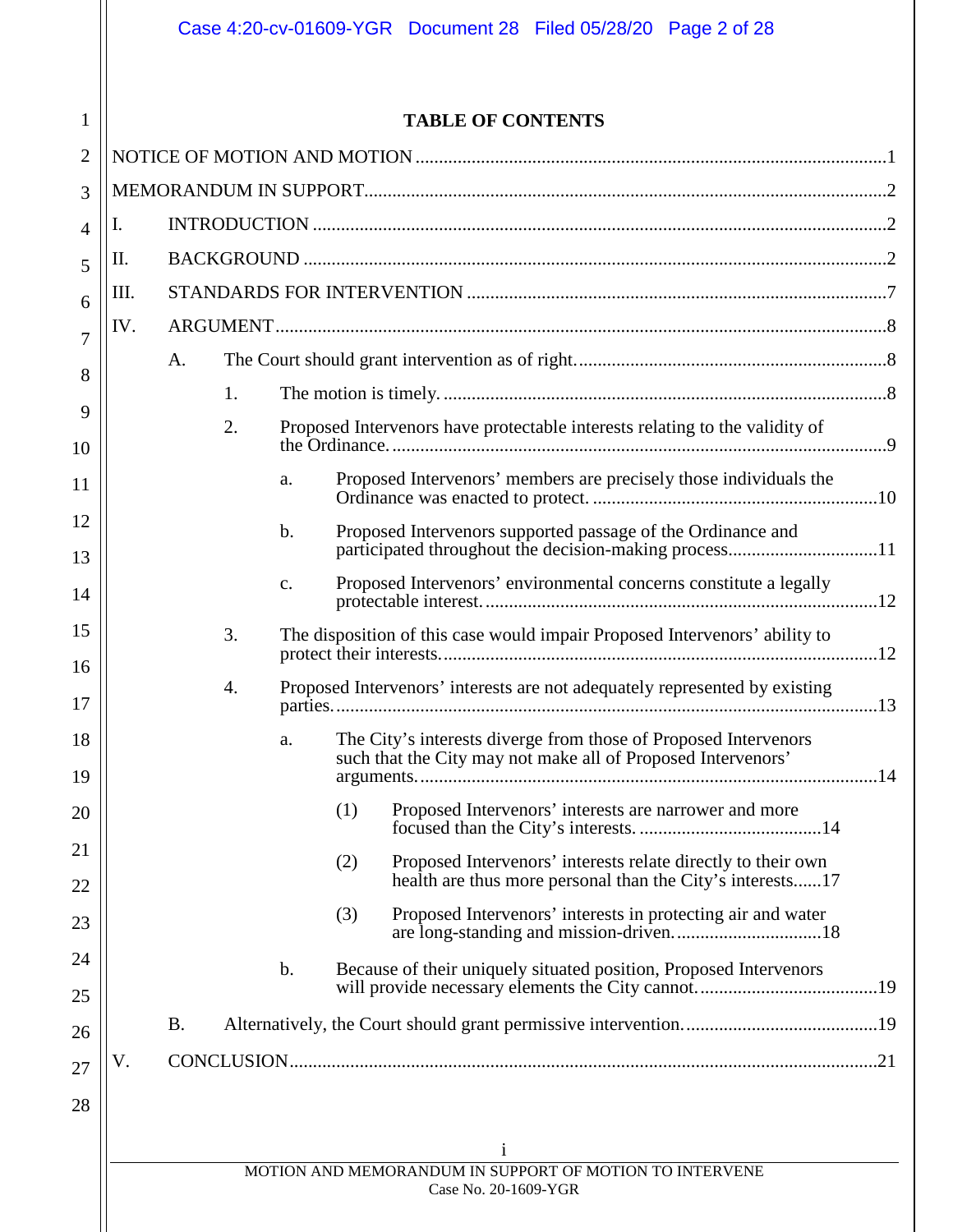# TABLE OF CONTENTS

NOTICE OF MOTION AND MOTION ....................................................................................................1

MEMORANDUM IN SUPPORT...............................................................................................................2

I. INTRODUCTION ..........................................................................................................................2

II. BACKGROUND ............................................................................................................................2

III. STANDARDS FOR INTERVENTION .........................................................................................7

IV. ARGUMENT..................................................................................................................................8

- A. The Court should grant intervention as of right..................................................................8
  - 1. The motion is timely. ..............................................................................................8
  - 2. Proposed Intervenors have protectable interests relating to the validity of the Ordinance. ........................................................................................................9
    - a. Proposed Intervenors' members are precisely those individuals the Ordinance was enacted to protect. .............................................................10
    - b. Proposed Intervenors supported passage of the Ordinance and participated throughout the decision-making process................................11
    - c. Proposed Intervenors' environmental concerns constitute a legally protectable interest. ....................................................................................12
  - 3. The disposition of this case would impair Proposed Intervenors' ability to protect their interests.............................................................................................12
  - 4. Proposed Intervenors' interests are not adequately represented by existing parties. ..................................................................................................................13
    - a. The City's interests diverge from those of Proposed Intervenors such that the City may not make all of Proposed Intervenors' arguments. ..................................................................................................14
      - (1) Proposed Intervenors' interests are narrower and more focused than the City's interests. .......................................14
      - (2) Proposed Intervenors' interests relate directly to their own health are thus more personal than the City's interests......17
      - (3) Proposed Intervenors' interests in protecting air and water are long-standing and mission-driven. ...............................18
    - b. Because of their uniquely situated position, Proposed Intervenors will provide necessary elements the City cannot.......................................19
- B. Alternatively, the Court should grant permissive intervention. .........................................19

V. CONCLUSION.............................................................................................................................21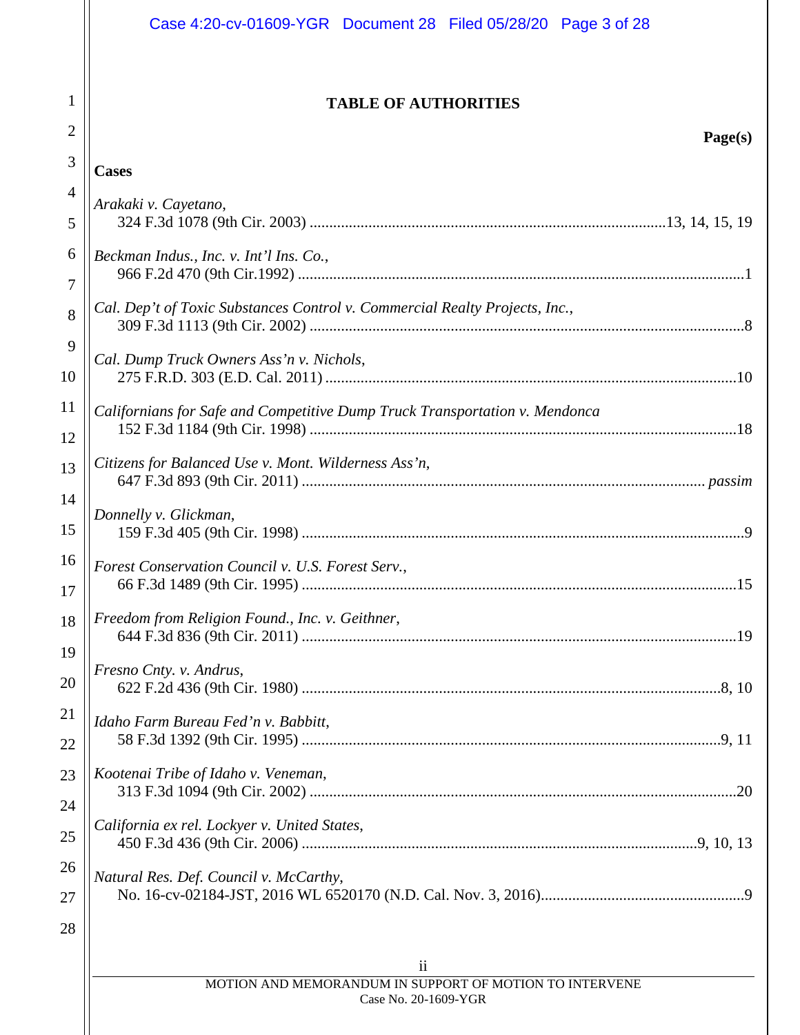# TABLE OF AUTHORITIES

**Page(s)**

**Cases**

*Arakaki v. Cayetano*,
324 F.3d 1078 (9th Cir. 2003) .......... 13, 14, 15, 19

*Beckman Indus., Inc. v. Int'l Ins. Co.*,
966 F.2d 470 (9th Cir.1992) .......... 1

*Cal. Dep't of Toxic Substances Control v. Commercial Realty Projects, Inc.*,
309 F.3d 1113 (9th Cir. 2002) .......... 8

*Cal. Dump Truck Owners Ass'n v. Nichols*,
275 F.R.D. 303 (E.D. Cal. 2011) .......... 10

*Californians for Safe and Competitive Dump Truck Transportation v. Mendonca*
152 F.3d 1184 (9th Cir. 1998) .......... 18

*Citizens for Balanced Use v. Mont. Wilderness Ass'n*,
647 F.3d 893 (9th Cir. 2011) .......... *passim*

*Donnelly v. Glickman*,
159 F.3d 405 (9th Cir. 1998) .......... 9

*Forest Conservation Council v. U.S. Forest Serv.*,
66 F.3d 1489 (9th Cir. 1995) .......... 15

*Freedom from Religion Found., Inc. v. Geithner*,
644 F.3d 836 (9th Cir. 2011) .......... 19

*Fresno Cnty. v. Andrus*,
622 F.2d 436 (9th Cir. 1980) .......... 8, 10

*Idaho Farm Bureau Fed'n v. Babbitt*,
58 F.3d 1392 (9th Cir. 1995) .......... 9, 11

*Kootenai Tribe of Idaho v. Veneman*,
313 F.3d 1094 (9th Cir. 2002) .......... 20

*California ex rel. Lockyer v. United States*,
450 F.3d 436 (9th Cir. 2006) .......... 9, 10, 13

*Natural Res. Def. Council v. McCarthy*,
No. 16-cv-02184-JST, 2016 WL 6520170 (N.D. Cal. Nov. 3, 2016) .......... 9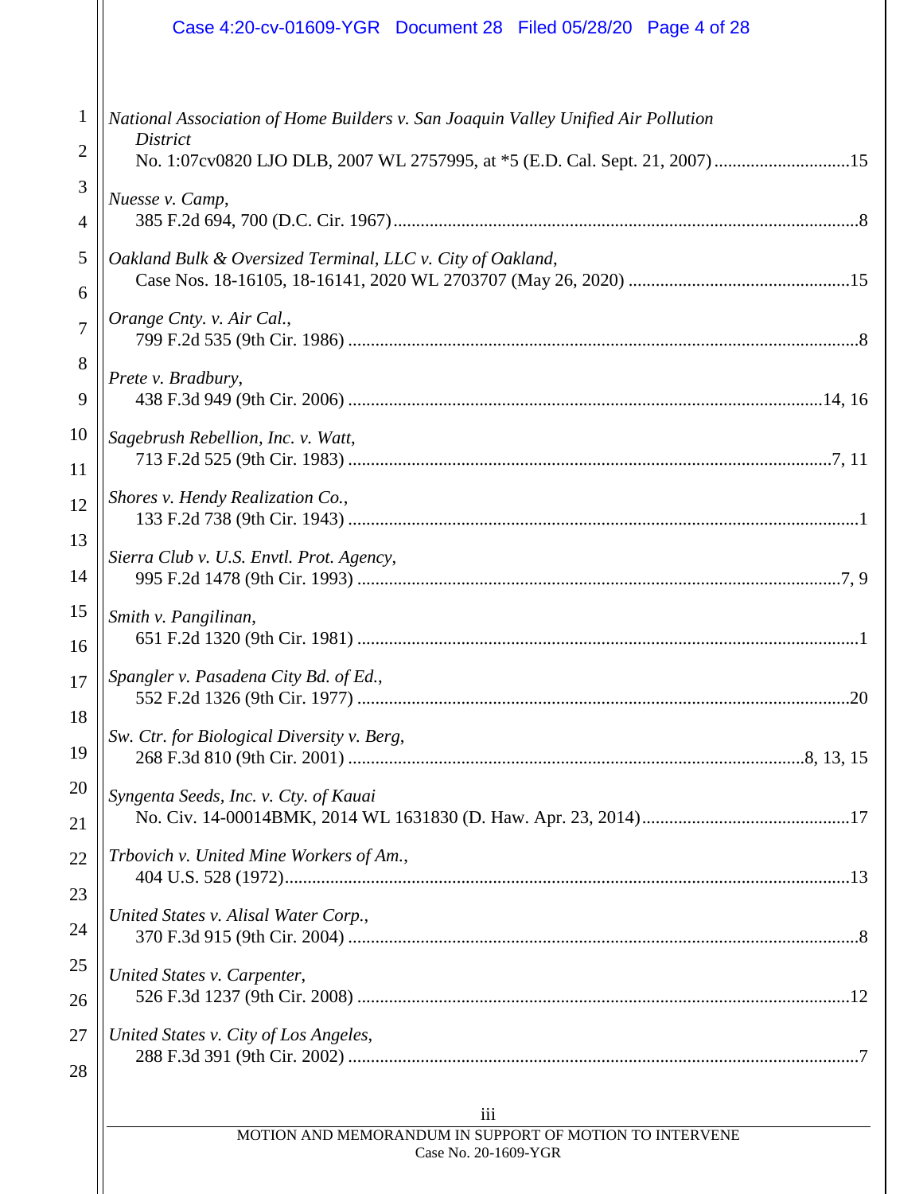*National Association of Home Builders v. San Joaquin Valley Unified Air Pollution District*
No. 1:07cv0820 LJO DLB, 2007 WL 2757995, at *5 (E.D. Cal. Sept. 21, 2007) .............................15

*Nuesse v. Camp*,
385 F.2d 694, 700 (D.C. Cir. 1967) ......................................................................................................8

*Oakland Bulk & Oversized Terminal, LLC v. City of Oakland*,
Case Nos. 18-16105, 18-16141, 2020 WL 2703707 (May 26, 2020) .................................................15

*Orange Cnty. v. Air Cal.*,
799 F.2d 535 (9th Cir. 1986) ................................................................................................................8

*Prete v. Bradbury*,
438 F.3d 949 (9th Cir. 2006) ........................................................................................................14, 16

*Sagebrush Rebellion, Inc. v. Watt*,
713 F.2d 525 (9th Cir. 1983) ..........................................................................................................7, 11

*Shores v. Hendy Realization Co.*,
133 F.2d 738 (9th Cir. 1943) ................................................................................................................1

*Sierra Club v. U.S. Envtl. Prot. Agency*,
995 F.2d 1478 (9th Cir. 1993) ...........................................................................................................7, 9

*Smith v. Pangilinan*,
651 F.2d 1320 (9th Cir. 1981) ..............................................................................................................1

*Spangler v. Pasadena City Bd. of Ed.*,
552 F.2d 1326 (9th Cir. 1977) ............................................................................................................20

*Sw. Ctr. for Biological Diversity v. Berg*,
268 F.3d 810 (9th Cir. 2001) ..................................................................................................8, 13, 15

*Syngenta Seeds, Inc. v. Cty. of Kauai*
No. Civ. 14-00014BMK, 2014 WL 1631830 (D. Haw. Apr. 23, 2014)..............................................17

*Trbovich v. United Mine Workers of Am.*,
404 U.S. 528 (1972)............................................................................................................................13

*United States v. Alisal Water Corp.*,
370 F.3d 915 (9th Cir. 2004) ................................................................................................................8

*United States v. Carpenter*,
526 F.3d 1237 (9th Cir. 2008) ............................................................................................................12

*United States v. City of Los Angeles*,
288 F.3d 391 (9th Cir. 2002) ................................................................................................................7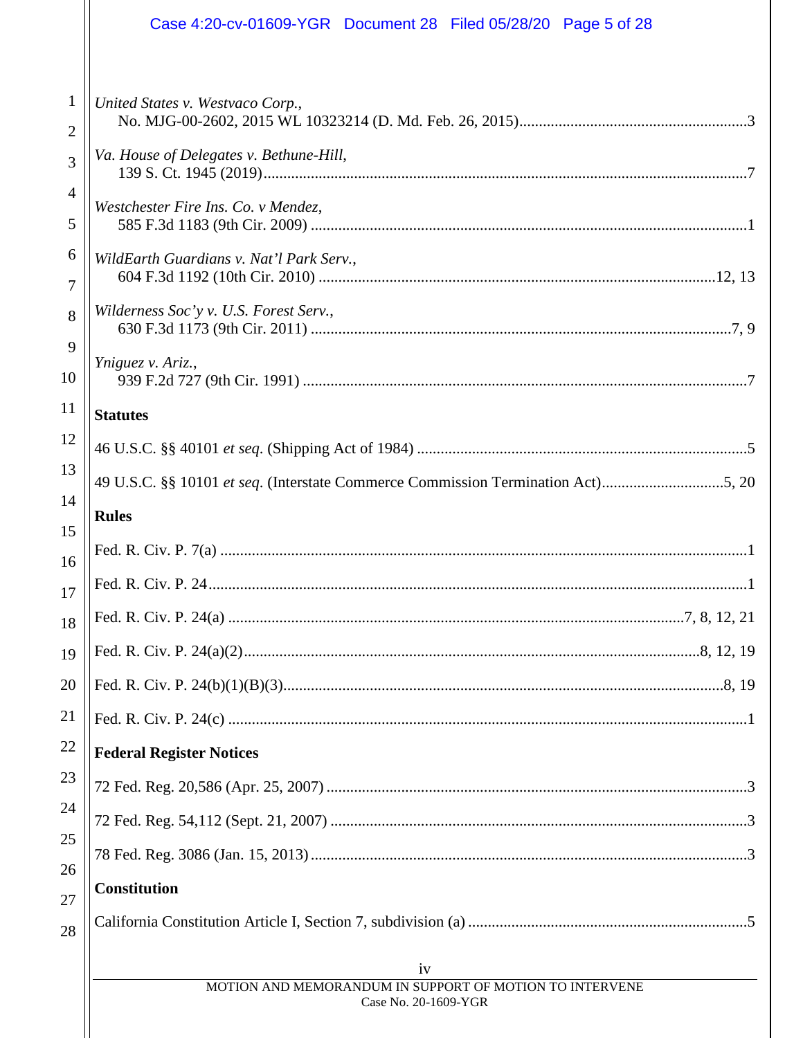*United States v. Westvaco Corp.*,
No. MJG-00-2602, 2015 WL 10323214 (D. Md. Feb. 26, 2015) .......... 3

*Va. House of Delegates v. Bethune-Hill*,
139 S. Ct. 1945 (2019) .......... 7

*Westchester Fire Ins. Co. v Mendez*,
585 F.3d 1183 (9th Cir. 2009) .......... 1

*WildEarth Guardians v. Nat'l Park Serv.*,
604 F.3d 1192 (10th Cir. 2010) .......... 12, 13

*Wilderness Soc'y v. U.S. Forest Serv.*,
630 F.3d 1173 (9th Cir. 2011) .......... 7, 9

*Yniguez v. Ariz.*,
939 F.2d 727 (9th Cir. 1991) .......... 7

**Statutes**

46 U.S.C. §§ 40101 *et seq*. (Shipping Act of 1984) .......... 5

49 U.S.C. §§ 10101 *et seq*. (Interstate Commerce Commission Termination Act) .......... 5, 20

**Rules**

Fed. R. Civ. P. 7(a) .......... 1

Fed. R. Civ. P. 24 .......... 1

Fed. R. Civ. P. 24(a) .......... 7, 8, 12, 21

Fed. R. Civ. P. 24(a)(2) .......... 8, 12, 19

Fed. R. Civ. P. 24(b)(1)(B)(3) .......... 8, 19

Fed. R. Civ. P. 24(c) .......... 1

**Federal Register Notices**

72 Fed. Reg. 20,586 (Apr. 25, 2007) .......... 3

72 Fed. Reg. 54,112 (Sept. 21, 2007) .......... 3

78 Fed. Reg. 3086 (Jan. 15, 2013) .......... 3

**Constitution**

California Constitution Article I, Section 7, subdivision (a) .......... 5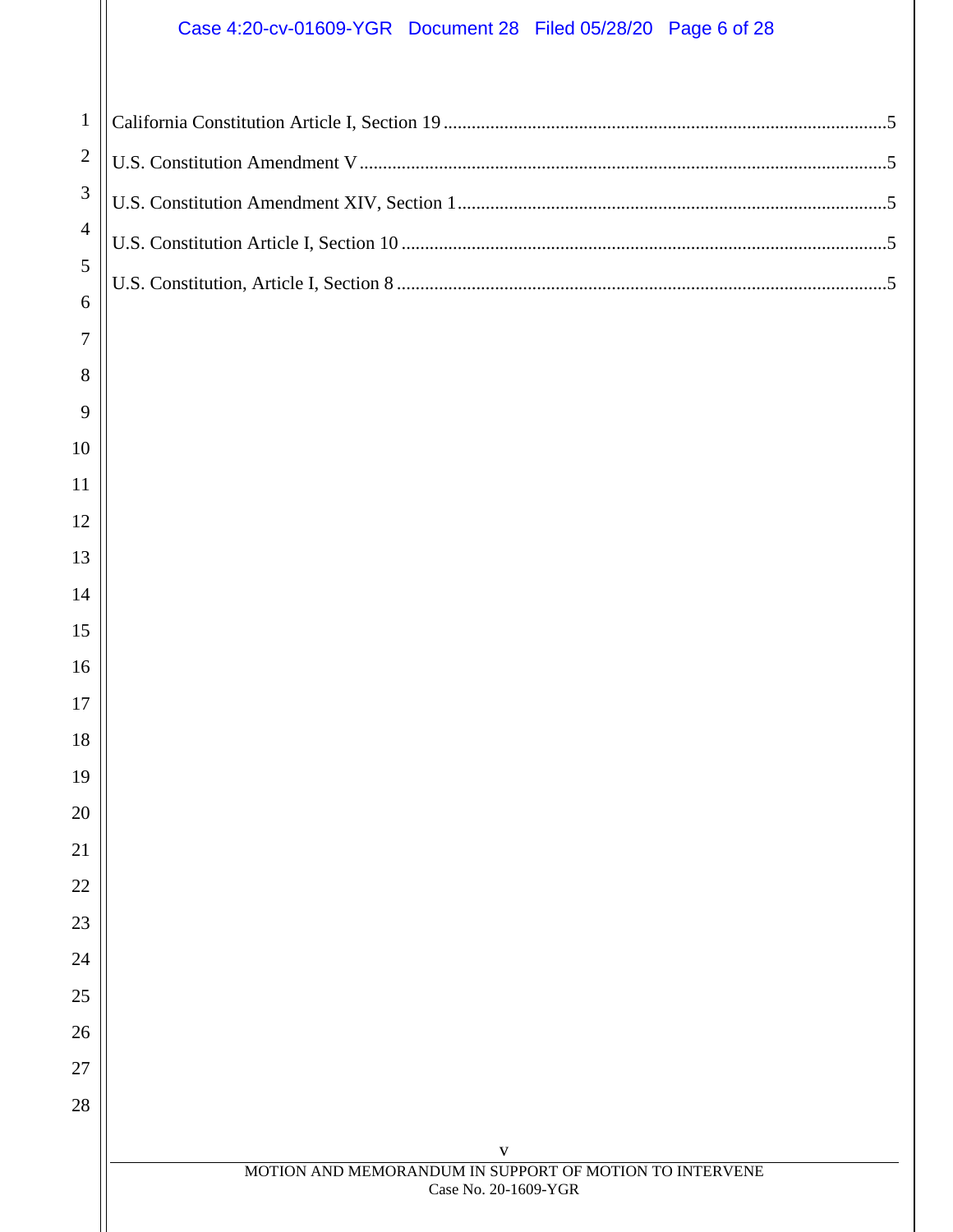California Constitution Article I, Section 19 ............................................................................................5

U.S. Constitution Amendment V ..............................................................................................................5

U.S. Constitution Amendment XIV, Section 1..........................................................................................5

U.S. Constitution Article I, Section 10 .....................................................................................................5

U.S. Constitution, Article I, Section 8 ......................................................................................................5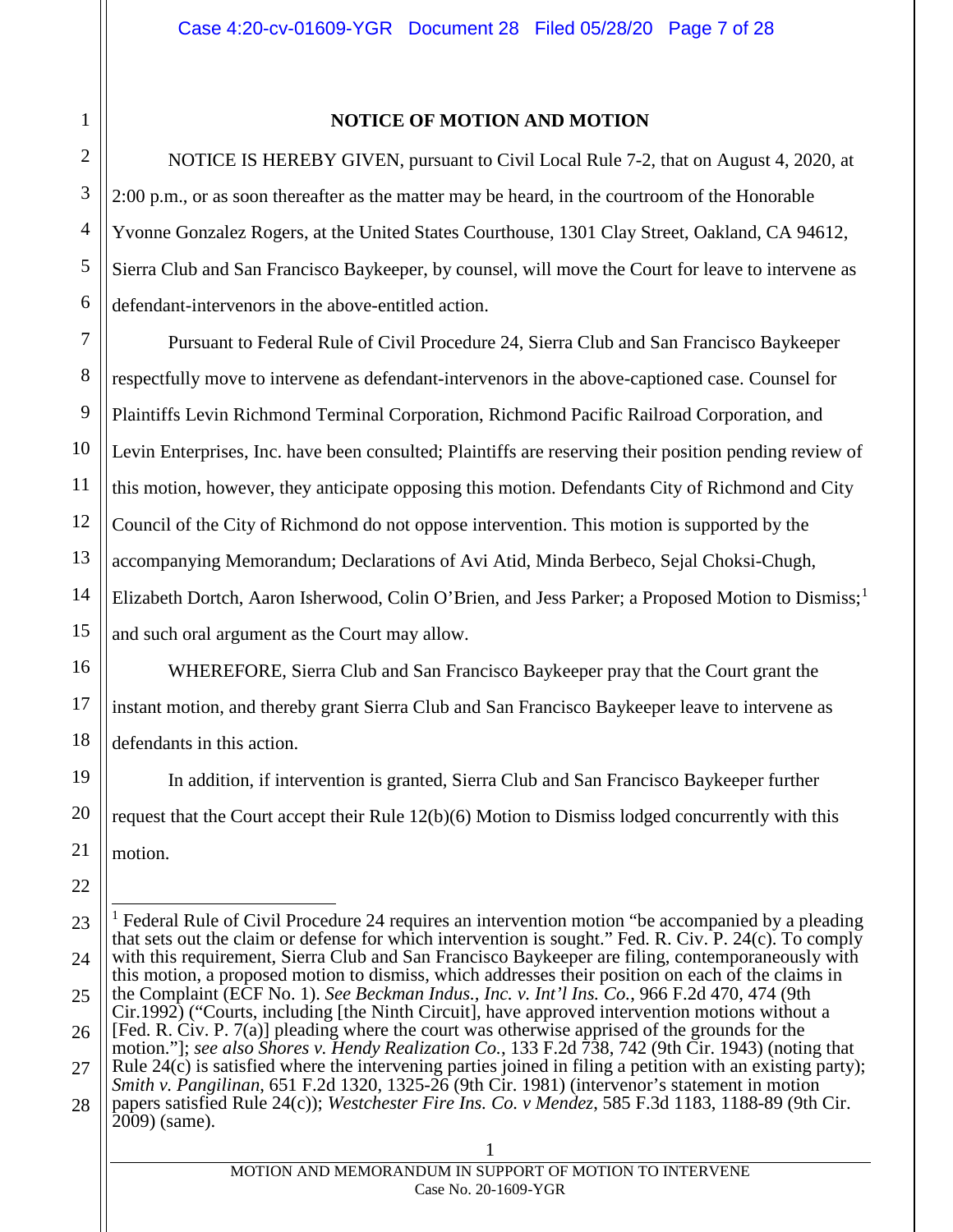## NOTICE OF MOTION AND MOTION

NOTICE IS HEREBY GIVEN, pursuant to Civil Local Rule 7-2, that on August 4, 2020, at 2:00 p.m., or as soon thereafter as the matter may be heard, in the courtroom of the Honorable Yvonne Gonzalez Rogers, at the United States Courthouse, 1301 Clay Street, Oakland, CA 94612, Sierra Club and San Francisco Baykeeper, by counsel, will move the Court for leave to intervene as defendant-intervenors in the above-entitled action.

Pursuant to Federal Rule of Civil Procedure 24, Sierra Club and San Francisco Baykeeper respectfully move to intervene as defendant-intervenors in the above-captioned case. Counsel for Plaintiffs Levin Richmond Terminal Corporation, Richmond Pacific Railroad Corporation, and Levin Enterprises, Inc. have been consulted; Plaintiffs are reserving their position pending review of this motion, however, they anticipate opposing this motion. Defendants City of Richmond and City Council of the City of Richmond do not oppose intervention. This motion is supported by the accompanying Memorandum; Declarations of Avi Atid, Minda Berbeco, Sejal Choksi-Chugh, Elizabeth Dortch, Aaron Isherwood, Colin O'Brien, and Jess Parker; a Proposed Motion to Dismiss;[1] and such oral argument as the Court may allow.

WHEREFORE, Sierra Club and San Francisco Baykeeper pray that the Court grant the instant motion, and thereby grant Sierra Club and San Francisco Baykeeper leave to intervene as defendants in this action.

In addition, if intervention is granted, Sierra Club and San Francisco Baykeeper further request that the Court accept their Rule 12(b)(6) Motion to Dismiss lodged concurrently with this motion.

---

[1] Federal Rule of Civil Procedure 24 requires an intervention motion "be accompanied by a pleading that sets out the claim or defense for which intervention is sought." Fed. R. Civ. P. 24(c). To comply with this requirement, Sierra Club and San Francisco Baykeeper are filing, contemporaneously with this motion, a proposed motion to dismiss, which addresses their position on each of the claims in the Complaint (ECF No. 1). *See Beckman Indus., Inc. v. Int'l Ins. Co.*, 966 F.2d 470, 474 (9th Cir.1992) ("Courts, including [the Ninth Circuit], have approved intervention motions without a [Fed. R. Civ. P. 7(a)] pleading where the court was otherwise apprised of the grounds for the motion."]; *see also Shores v. Hendy Realization Co.*, 133 F.2d 738, 742 (9th Cir. 1943) (noting that Rule 24(c) is satisfied where the intervening parties joined in filing a petition with an existing party); *Smith v. Pangilinan*, 651 F.2d 1320, 1325-26 (9th Cir. 1981) (intervenor's statement in motion papers satisfied Rule 24(c)); *Westchester Fire Ins. Co. v Mendez*, 585 F.3d 1183, 1188-89 (9th Cir. 2009) (same).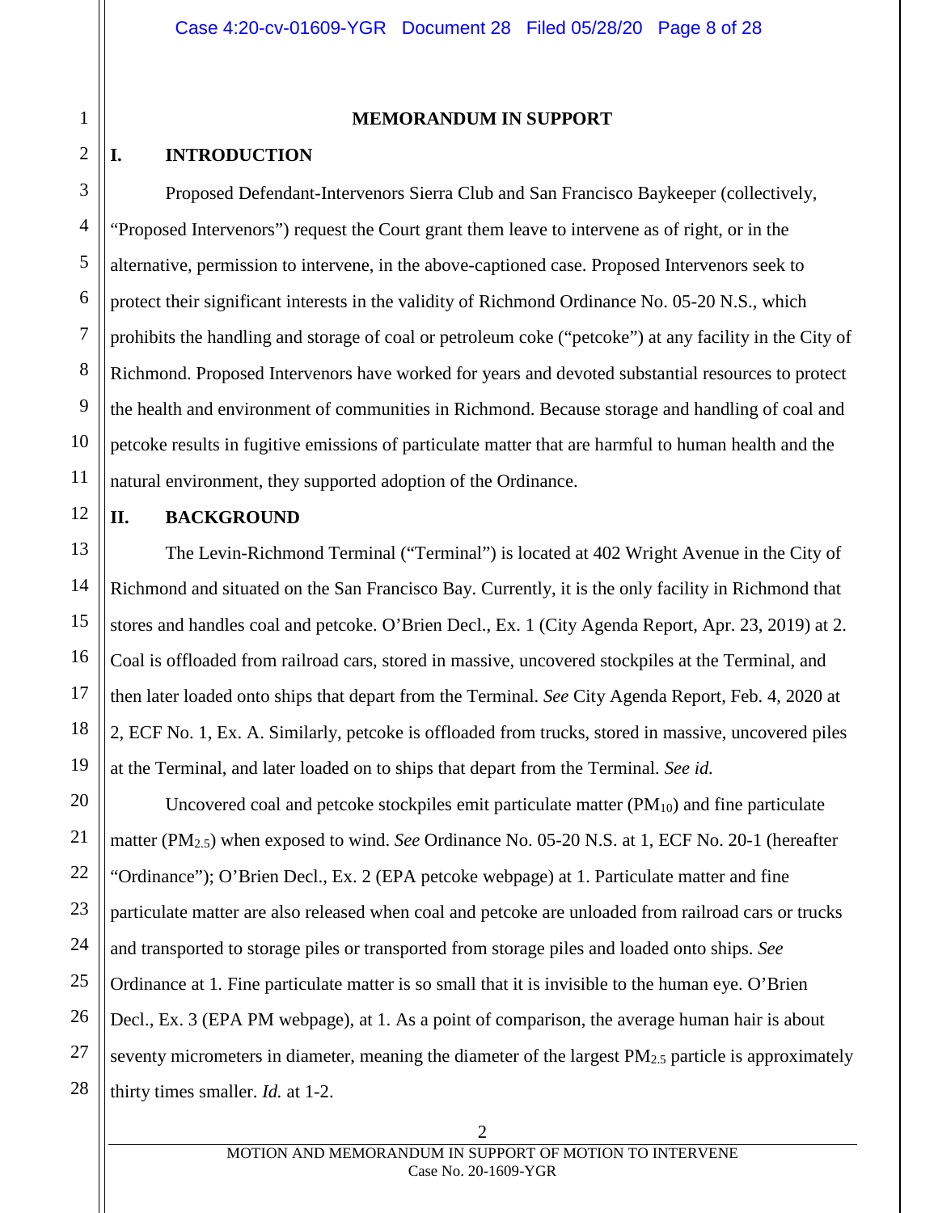## MEMORANDUM IN SUPPORT

### I. INTRODUCTION

Proposed Defendant-Intervenors Sierra Club and San Francisco Baykeeper (collectively, "Proposed Intervenors") request the Court grant them leave to intervene as of right, or in the alternative, permission to intervene, in the above-captioned case. Proposed Intervenors seek to protect their significant interests in the validity of Richmond Ordinance No. 05-20 N.S., which prohibits the handling and storage of coal or petroleum coke ("petcoke") at any facility in the City of Richmond. Proposed Intervenors have worked for years and devoted substantial resources to protect the health and environment of communities in Richmond. Because storage and handling of coal and petcoke results in fugitive emissions of particulate matter that are harmful to human health and the natural environment, they supported adoption of the Ordinance.

### II. BACKGROUND

The Levin-Richmond Terminal ("Terminal") is located at 402 Wright Avenue in the City of Richmond and situated on the San Francisco Bay. Currently, it is the only facility in Richmond that stores and handles coal and petcoke. O'Brien Decl., Ex. 1 (City Agenda Report, Apr. 23, 2019) at 2. Coal is offloaded from railroad cars, stored in massive, uncovered stockpiles at the Terminal, and then later loaded onto ships that depart from the Terminal. *See* City Agenda Report, Feb. 4, 2020 at 2, ECF No. 1, Ex. A. Similarly, petcoke is offloaded from trucks, stored in massive, uncovered piles at the Terminal, and later loaded on to ships that depart from the Terminal. *See id.*

Uncovered coal and petcoke stockpiles emit particulate matter ($PM_{10}$) and fine particulate matter ($PM_{2.5}$) when exposed to wind. *See* Ordinance No. 05-20 N.S. at 1, ECF No. 20-1 (hereafter "Ordinance"); O'Brien Decl., Ex. 2 (EPA petcoke webpage) at 1. Particulate matter and fine particulate matter are also released when coal and petcoke are unloaded from railroad cars or trucks and transported to storage piles or transported from storage piles and loaded onto ships. *See* Ordinance at 1. Fine particulate matter is so small that it is invisible to the human eye. O'Brien Decl., Ex. 3 (EPA PM webpage), at 1. As a point of comparison, the average human hair is about seventy micrometers in diameter, meaning the diameter of the largest $PM_{2.5}$ particle is approximately thirty times smaller. *Id.* at 1-2.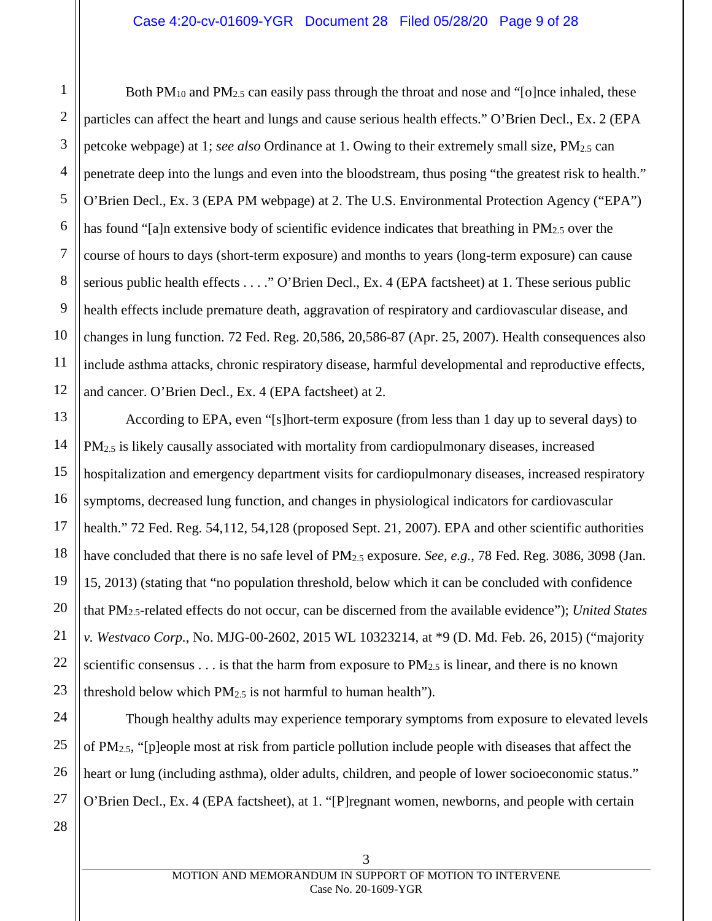Both $PM_{10}$ and $PM_{2.5}$ can easily pass through the throat and nose and "[o]nce inhaled, these particles can affect the heart and lungs and cause serious health effects." O'Brien Decl., Ex. 2 (EPA petcoke webpage) at 1; *see also* Ordinance at 1. Owing to their extremely small size, $PM_{2.5}$ can penetrate deep into the lungs and even into the bloodstream, thus posing "the greatest risk to health." O'Brien Decl., Ex. 3 (EPA PM webpage) at 2. The U.S. Environmental Protection Agency ("EPA") has found "[a]n extensive body of scientific evidence indicates that breathing in $PM_{2.5}$ over the course of hours to days (short-term exposure) and months to years (long-term exposure) can cause serious public health effects . . . ." O'Brien Decl., Ex. 4 (EPA factsheet) at 1. These serious public health effects include premature death, aggravation of respiratory and cardiovascular disease, and changes in lung function. 72 Fed. Reg. 20,586, 20,586-87 (Apr. 25, 2007). Health consequences also include asthma attacks, chronic respiratory disease, harmful developmental and reproductive effects, and cancer. O'Brien Decl., Ex. 4 (EPA factsheet) at 2.

According to EPA, even "[s]hort-term exposure (from less than 1 day up to several days) to $PM_{2.5}$ is likely causally associated with mortality from cardiopulmonary diseases, increased hospitalization and emergency department visits for cardiopulmonary diseases, increased respiratory symptoms, decreased lung function, and changes in physiological indicators for cardiovascular health." 72 Fed. Reg. 54,112, 54,128 (proposed Sept. 21, 2007). EPA and other scientific authorities have concluded that there is no safe level of $PM_{2.5}$ exposure. *See, e.g.*, 78 Fed. Reg. 3086, 3098 (Jan. 15, 2013) (stating that "no population threshold, below which it can be concluded with confidence that $PM_{2.5}$-related effects do not occur, can be discerned from the available evidence"); *United States v. Westvaco Corp.*, No. MJG-00-2602, 2015 WL 10323214, at *9 (D. Md. Feb. 26, 2015) ("majority scientific consensus . . . is that the harm from exposure to $PM_{2.5}$ is linear, and there is no known threshold below which $PM_{2.5}$ is not harmful to human health").

Though healthy adults may experience temporary symptoms from exposure to elevated levels of $PM_{2.5}$, "[p]eople most at risk from particle pollution include people with diseases that affect the heart or lung (including asthma), older adults, children, and people of lower socioeconomic status." O'Brien Decl., Ex. 4 (EPA factsheet), at 1. "[P]regnant women, newborns, and people with certain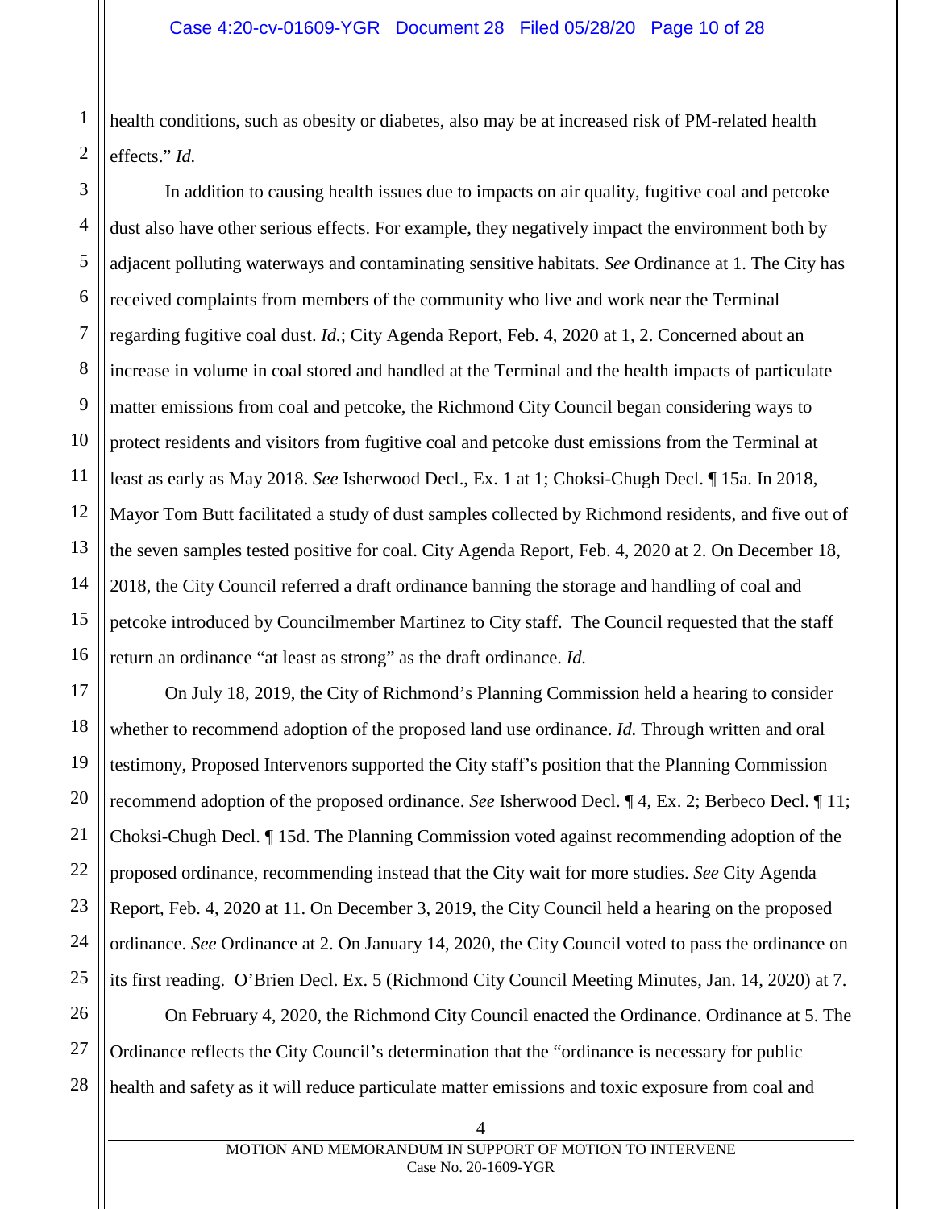health conditions, such as obesity or diabetes, also may be at increased risk of PM-related health effects." *Id.*

In addition to causing health issues due to impacts on air quality, fugitive coal and petcoke dust also have other serious effects. For example, they negatively impact the environment both by adjacent polluting waterways and contaminating sensitive habitats. *See* Ordinance at 1. The City has received complaints from members of the community who live and work near the Terminal regarding fugitive coal dust. *Id.*; City Agenda Report, Feb. 4, 2020 at 1, 2. Concerned about an increase in volume in coal stored and handled at the Terminal and the health impacts of particulate matter emissions from coal and petcoke, the Richmond City Council began considering ways to protect residents and visitors from fugitive coal and petcoke dust emissions from the Terminal at least as early as May 2018. *See* Isherwood Decl., Ex. 1 at 1; Choksi-Chugh Decl. ¶ 15a. In 2018, Mayor Tom Butt facilitated a study of dust samples collected by Richmond residents, and five out of the seven samples tested positive for coal. City Agenda Report, Feb. 4, 2020 at 2. On December 18, 2018, the City Council referred a draft ordinance banning the storage and handling of coal and petcoke introduced by Councilmember Martinez to City staff. The Council requested that the staff return an ordinance "at least as strong" as the draft ordinance. *Id.*

On July 18, 2019, the City of Richmond's Planning Commission held a hearing to consider whether to recommend adoption of the proposed land use ordinance. *Id.* Through written and oral testimony, Proposed Intervenors supported the City staff's position that the Planning Commission recommend adoption of the proposed ordinance. *See* Isherwood Decl. ¶ 4, Ex. 2; Berbeco Decl. ¶ 11; Choksi-Chugh Decl. ¶ 15d. The Planning Commission voted against recommending adoption of the proposed ordinance, recommending instead that the City wait for more studies. *See* City Agenda Report, Feb. 4, 2020 at 11. On December 3, 2019, the City Council held a hearing on the proposed ordinance. *See* Ordinance at 2. On January 14, 2020, the City Council voted to pass the ordinance on its first reading. O'Brien Decl. Ex. 5 (Richmond City Council Meeting Minutes, Jan. 14, 2020) at 7.

On February 4, 2020, the Richmond City Council enacted the Ordinance. Ordinance at 5. The Ordinance reflects the City Council's determination that the "ordinance is necessary for public health and safety as it will reduce particulate matter emissions and toxic exposure from coal and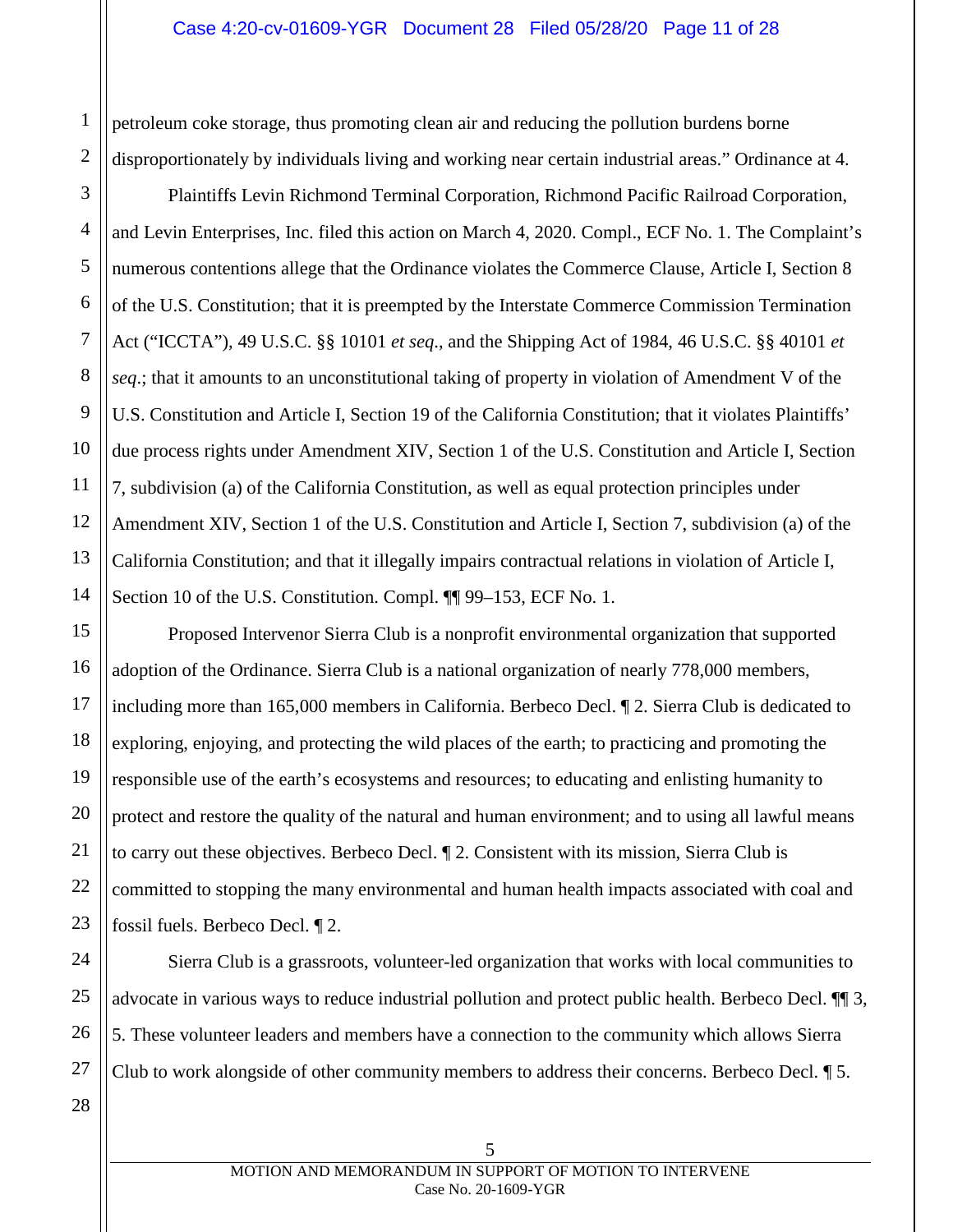petroleum coke storage, thus promoting clean air and reducing the pollution burdens borne disproportionately by individuals living and working near certain industrial areas." Ordinance at 4.

Plaintiffs Levin Richmond Terminal Corporation, Richmond Pacific Railroad Corporation, and Levin Enterprises, Inc. filed this action on March 4, 2020. Compl., ECF No. 1. The Complaint's numerous contentions allege that the Ordinance violates the Commerce Clause, Article I, Section 8 of the U.S. Constitution; that it is preempted by the Interstate Commerce Commission Termination Act ("ICCTA"), 49 U.S.C. §§ 10101 *et seq*., and the Shipping Act of 1984, 46 U.S.C. §§ 40101 *et seq*.; that it amounts to an unconstitutional taking of property in violation of Amendment V of the U.S. Constitution and Article I, Section 19 of the California Constitution; that it violates Plaintiffs' due process rights under Amendment XIV, Section 1 of the U.S. Constitution and Article I, Section 7, subdivision (a) of the California Constitution, as well as equal protection principles under Amendment XIV, Section 1 of the U.S. Constitution and Article I, Section 7, subdivision (a) of the California Constitution; and that it illegally impairs contractual relations in violation of Article I, Section 10 of the U.S. Constitution. Compl. ¶¶ 99–153, ECF No. 1.

Proposed Intervenor Sierra Club is a nonprofit environmental organization that supported adoption of the Ordinance. Sierra Club is a national organization of nearly 778,000 members, including more than 165,000 members in California. Berbeco Decl. ¶ 2. Sierra Club is dedicated to exploring, enjoying, and protecting the wild places of the earth; to practicing and promoting the responsible use of the earth's ecosystems and resources; to educating and enlisting humanity to protect and restore the quality of the natural and human environment; and to using all lawful means to carry out these objectives. Berbeco Decl. ¶ 2. Consistent with its mission, Sierra Club is committed to stopping the many environmental and human health impacts associated with coal and fossil fuels. Berbeco Decl. ¶ 2.

Sierra Club is a grassroots, volunteer-led organization that works with local communities to advocate in various ways to reduce industrial pollution and protect public health. Berbeco Decl. ¶¶ 3, 5. These volunteer leaders and members have a connection to the community which allows Sierra Club to work alongside of other community members to address their concerns. Berbeco Decl. ¶ 5.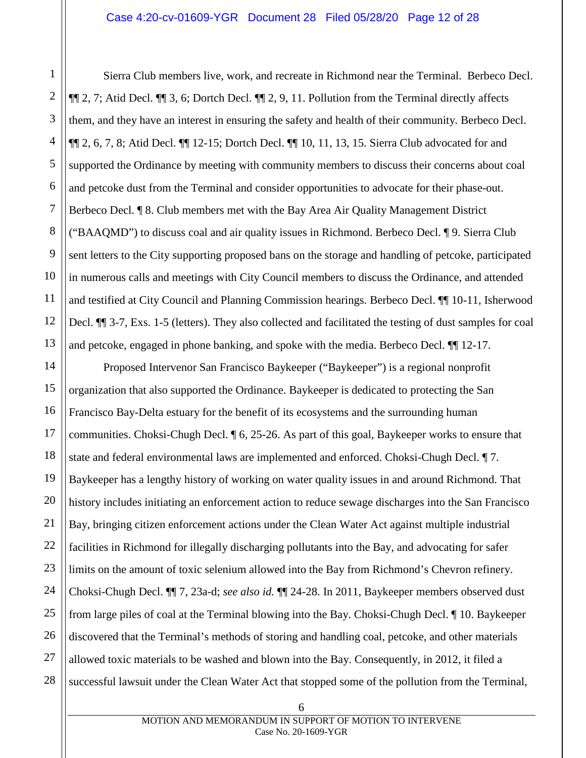Sierra Club members live, work, and recreate in Richmond near the Terminal. Berbeco Decl. ¶¶ 2, 7; Atid Decl. ¶¶ 3, 6; Dortch Decl. ¶¶ 2, 9, 11. Pollution from the Terminal directly affects them, and they have an interest in ensuring the safety and health of their community. Berbeco Decl. ¶¶ 2, 6, 7, 8; Atid Decl. ¶¶ 12-15; Dortch Decl. ¶¶ 10, 11, 13, 15. Sierra Club advocated for and supported the Ordinance by meeting with community members to discuss their concerns about coal and petcoke dust from the Terminal and consider opportunities to advocate for their phase-out. Berbeco Decl. ¶ 8. Club members met with the Bay Area Air Quality Management District ("BAAQMD") to discuss coal and air quality issues in Richmond. Berbeco Decl. ¶ 9. Sierra Club sent letters to the City supporting proposed bans on the storage and handling of petcoke, participated in numerous calls and meetings with City Council members to discuss the Ordinance, and attended and testified at City Council and Planning Commission hearings. Berbeco Decl. ¶¶ 10-11, Isherwood Decl. ¶¶ 3-7, Exs. 1-5 (letters). They also collected and facilitated the testing of dust samples for coal and petcoke, engaged in phone banking, and spoke with the media. Berbeco Decl. ¶¶ 12-17.

Proposed Intervenor San Francisco Baykeeper ("Baykeeper") is a regional nonprofit organization that also supported the Ordinance. Baykeeper is dedicated to protecting the San Francisco Bay-Delta estuary for the benefit of its ecosystems and the surrounding human communities. Choksi-Chugh Decl. ¶ 6, 25-26. As part of this goal, Baykeeper works to ensure that state and federal environmental laws are implemented and enforced. Choksi-Chugh Decl. ¶ 7. Baykeeper has a lengthy history of working on water quality issues in and around Richmond. That history includes initiating an enforcement action to reduce sewage discharges into the San Francisco Bay, bringing citizen enforcement actions under the Clean Water Act against multiple industrial facilities in Richmond for illegally discharging pollutants into the Bay, and advocating for safer limits on the amount of toxic selenium allowed into the Bay from Richmond's Chevron refinery. Choksi-Chugh Decl. ¶¶ 7, 23a-d; *see also id.* ¶¶ 24-28. In 2011, Baykeeper members observed dust from large piles of coal at the Terminal blowing into the Bay. Choksi-Chugh Decl. ¶ 10. Baykeeper discovered that the Terminal's methods of storing and handling coal, petcoke, and other materials allowed toxic materials to be washed and blown into the Bay. Consequently, in 2012, it filed a successful lawsuit under the Clean Water Act that stopped some of the pollution from the Terminal,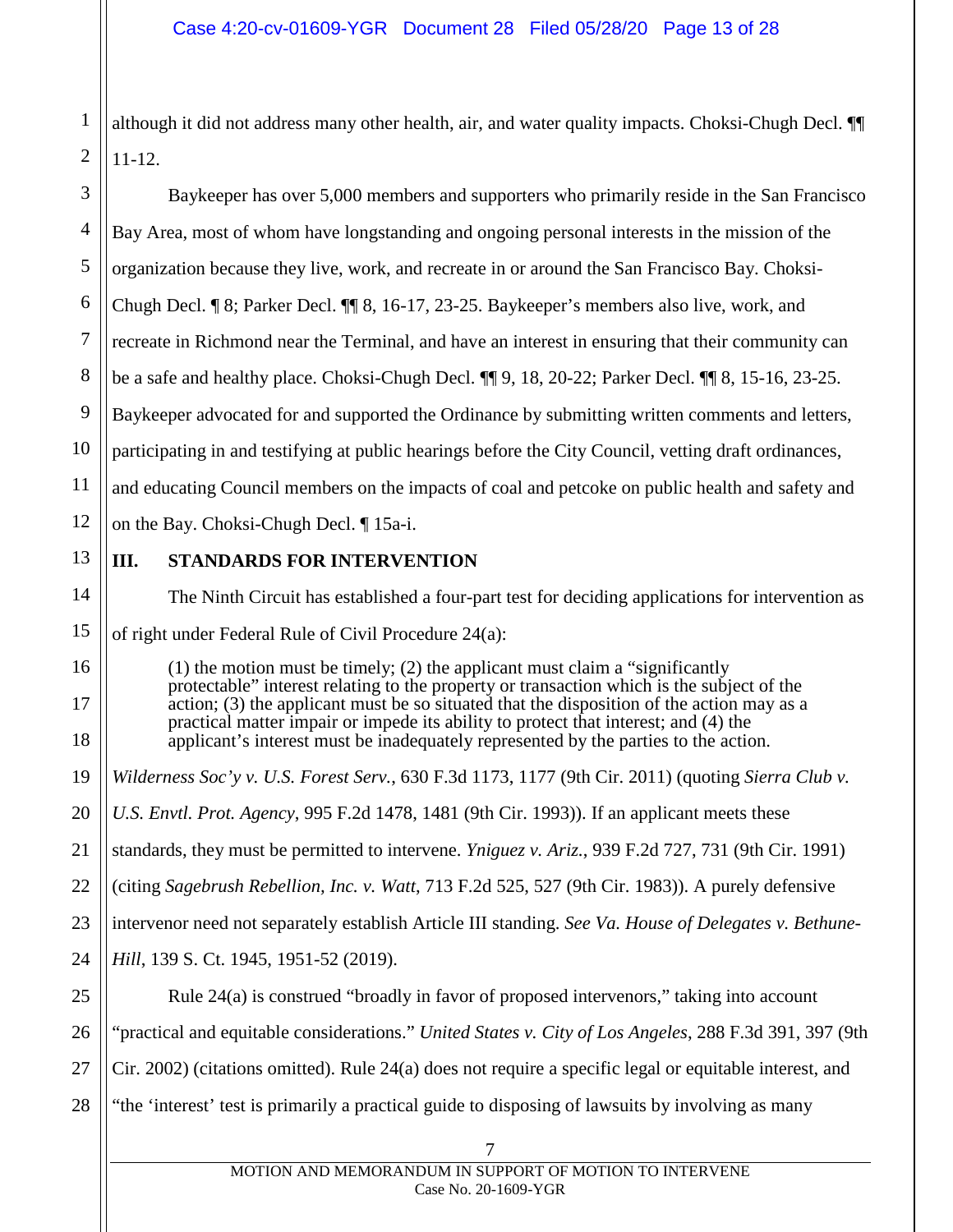although it did not address many other health, air, and water quality impacts. Choksi-Chugh Decl. ¶¶ 11-12.

Baykeeper has over 5,000 members and supporters who primarily reside in the San Francisco Bay Area, most of whom have longstanding and ongoing personal interests in the mission of the organization because they live, work, and recreate in or around the San Francisco Bay. Choksi-Chugh Decl. ¶ 8; Parker Decl. ¶¶ 8, 16-17, 23-25. Baykeeper's members also live, work, and recreate in Richmond near the Terminal, and have an interest in ensuring that their community can be a safe and healthy place. Choksi-Chugh Decl. ¶¶ 9, 18, 20-22; Parker Decl. ¶¶ 8, 15-16, 23-25. Baykeeper advocated for and supported the Ordinance by submitting written comments and letters, participating in and testifying at public hearings before the City Council, vetting draft ordinances, and educating Council members on the impacts of coal and petcoke on public health and safety and on the Bay. Choksi-Chugh Decl. ¶ 15a-i.

## III. STANDARDS FOR INTERVENTION

The Ninth Circuit has established a four-part test for deciding applications for intervention as of right under Federal Rule of Civil Procedure 24(a):

> (1) the motion must be timely; (2) the applicant must claim a "significantly protectable" interest relating to the property or transaction which is the subject of the action; (3) the applicant must be so situated that the disposition of the action may as a practical matter impair or impede its ability to protect that interest; and (4) the applicant's interest must be inadequately represented by the parties to the action.

*Wilderness Soc'y v. U.S. Forest Serv.*, 630 F.3d 1173, 1177 (9th Cir. 2011) (quoting *Sierra Club v. U.S. Envtl. Prot. Agency*, 995 F.2d 1478, 1481 (9th Cir. 1993)). If an applicant meets these standards, they must be permitted to intervene. *Yniguez v. Ariz.*, 939 F.2d 727, 731 (9th Cir. 1991) (citing *Sagebrush Rebellion, Inc. v. Watt*, 713 F.2d 525, 527 (9th Cir. 1983)). A purely defensive intervenor need not separately establish Article III standing. *See Va. House of Delegates v. Bethune-Hill*, 139 S. Ct. 1945, 1951-52 (2019).

Rule 24(a) is construed "broadly in favor of proposed intervenors," taking into account "practical and equitable considerations." *United States v. City of Los Angeles*, 288 F.3d 391, 397 (9th Cir. 2002) (citations omitted). Rule 24(a) does not require a specific legal or equitable interest, and "the 'interest' test is primarily a practical guide to disposing of lawsuits by involving as many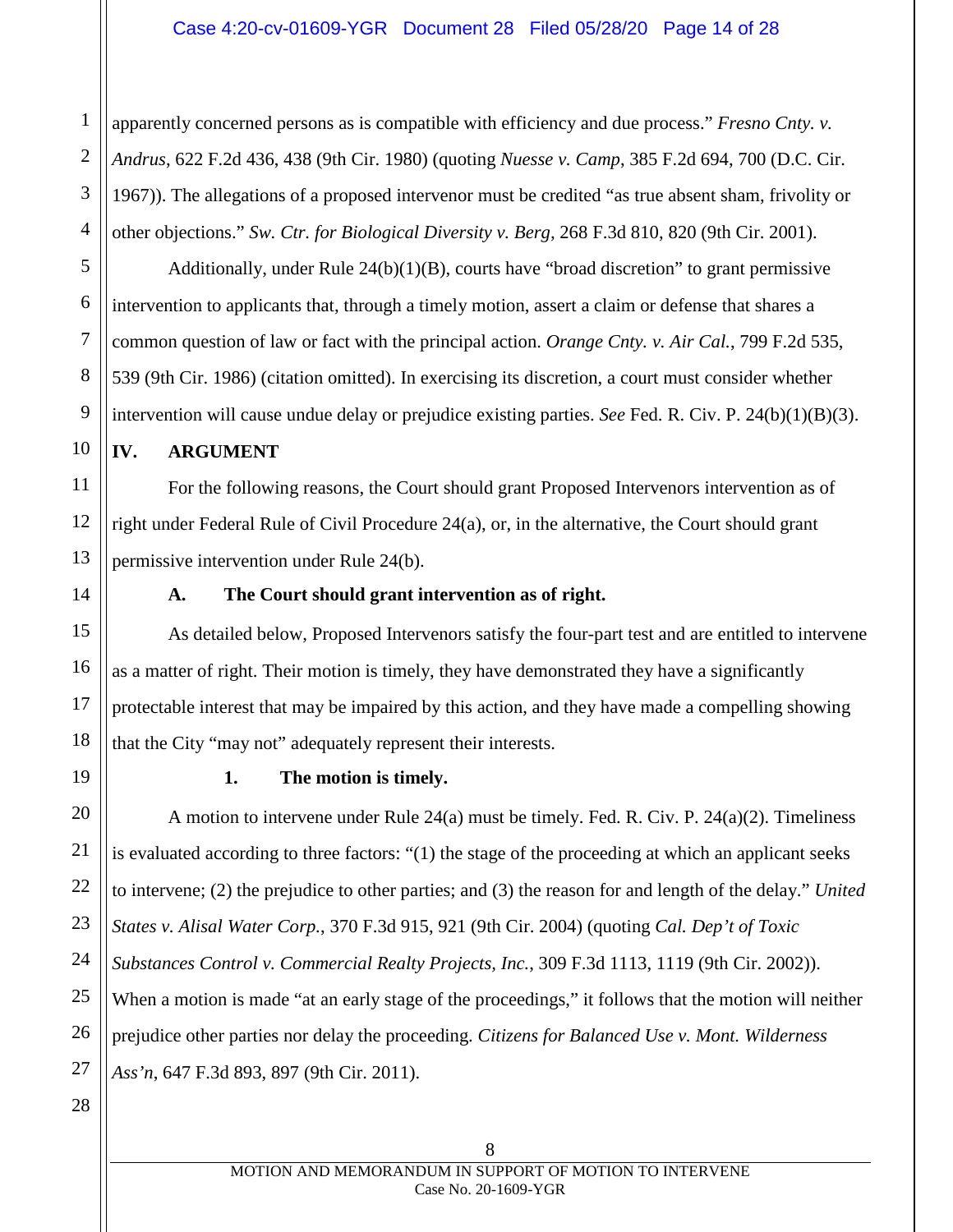apparently concerned persons as is compatible with efficiency and due process." *Fresno Cnty. v. Andrus*, 622 F.2d 436, 438 (9th Cir. 1980) (quoting *Nuesse v. Camp*, 385 F.2d 694, 700 (D.C. Cir. 1967)). The allegations of a proposed intervenor must be credited "as true absent sham, frivolity or other objections." *Sw. Ctr. for Biological Diversity v. Berg*, 268 F.3d 810, 820 (9th Cir. 2001).

Additionally, under Rule 24(b)(1)(B), courts have "broad discretion" to grant permissive intervention to applicants that, through a timely motion, assert a claim or defense that shares a common question of law or fact with the principal action. *Orange Cnty. v. Air Cal.*, 799 F.2d 535, 539 (9th Cir. 1986) (citation omitted). In exercising its discretion, a court must consider whether intervention will cause undue delay or prejudice existing parties. *See* Fed. R. Civ. P. 24(b)(1)(B)(3).

## IV. ARGUMENT

For the following reasons, the Court should grant Proposed Intervenors intervention as of right under Federal Rule of Civil Procedure 24(a), or, in the alternative, the Court should grant permissive intervention under Rule 24(b).

### A. The Court should grant intervention as of right.

As detailed below, Proposed Intervenors satisfy the four-part test and are entitled to intervene as a matter of right. Their motion is timely, they have demonstrated they have a significantly protectable interest that may be impaired by this action, and they have made a compelling showing that the City "may not" adequately represent their interests.

#### 1. The motion is timely.

A motion to intervene under Rule 24(a) must be timely. Fed. R. Civ. P. 24(a)(2). Timeliness is evaluated according to three factors: "(1) the stage of the proceeding at which an applicant seeks to intervene; (2) the prejudice to other parties; and (3) the reason for and length of the delay." *United States v. Alisal Water Corp.*, 370 F.3d 915, 921 (9th Cir. 2004) (quoting *Cal. Dep't of Toxic Substances Control v. Commercial Realty Projects, Inc.*, 309 F.3d 1113, 1119 (9th Cir. 2002)). When a motion is made "at an early stage of the proceedings," it follows that the motion will neither prejudice other parties nor delay the proceeding. *Citizens for Balanced Use v. Mont. Wilderness Ass'n*, 647 F.3d 893, 897 (9th Cir. 2011).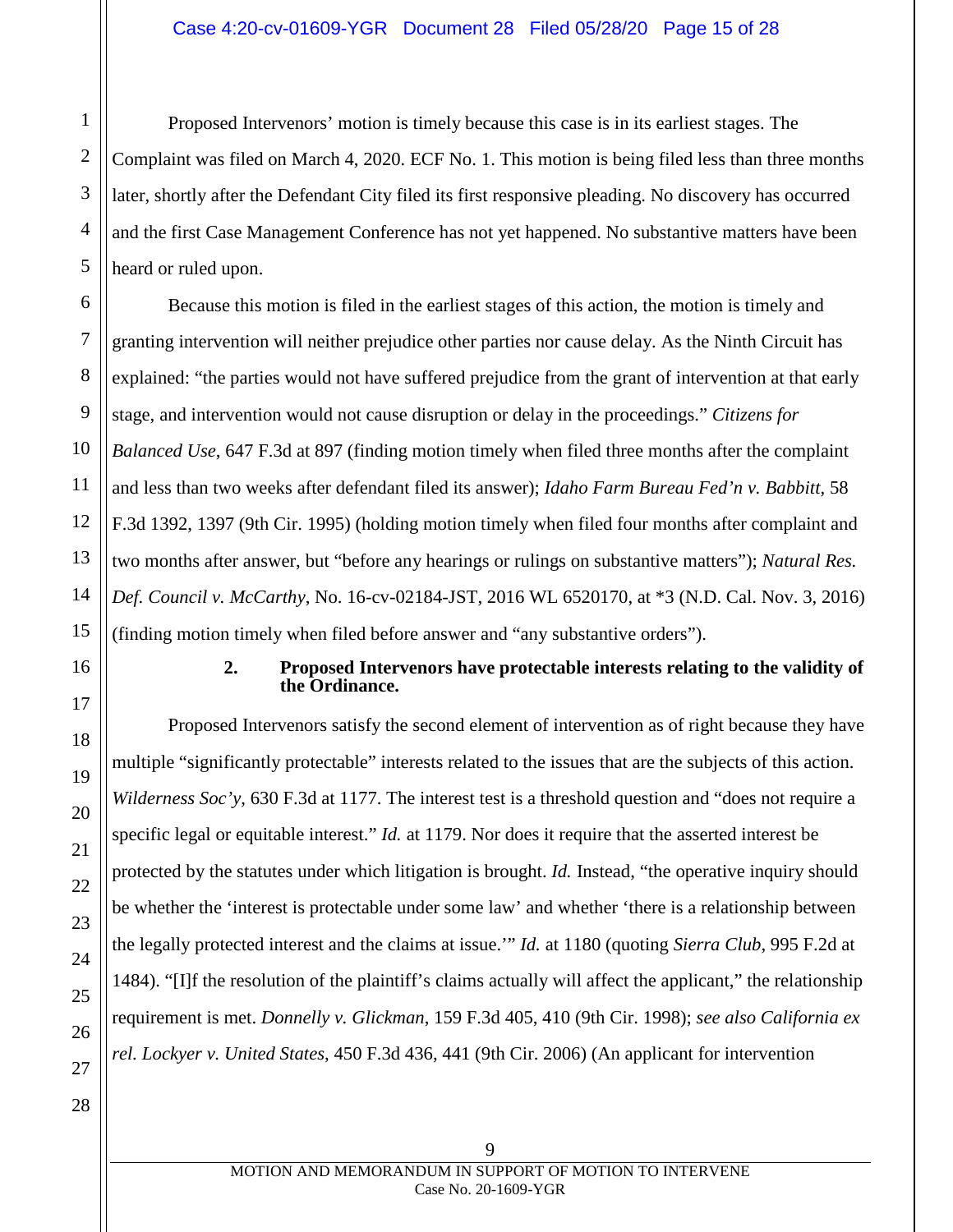Proposed Intervenors' motion is timely because this case is in its earliest stages. The Complaint was filed on March 4, 2020. ECF No. 1. This motion is being filed less than three months later, shortly after the Defendant City filed its first responsive pleading. No discovery has occurred and the first Case Management Conference has not yet happened. No substantive matters have been heard or ruled upon.

Because this motion is filed in the earliest stages of this action, the motion is timely and granting intervention will neither prejudice other parties nor cause delay. As the Ninth Circuit has explained: "the parties would not have suffered prejudice from the grant of intervention at that early stage, and intervention would not cause disruption or delay in the proceedings." *Citizens for Balanced Use*, 647 F.3d at 897 (finding motion timely when filed three months after the complaint and less than two weeks after defendant filed its answer); *Idaho Farm Bureau Fed'n v. Babbitt*, 58 F.3d 1392, 1397 (9th Cir. 1995) (holding motion timely when filed four months after complaint and two months after answer, but "before any hearings or rulings on substantive matters"); *Natural Res. Def. Council v. McCarthy*, No. 16-cv-02184-JST, 2016 WL 6520170, at *3 (N.D. Cal. Nov. 3, 2016) (finding motion timely when filed before answer and "any substantive orders").

### 2. Proposed Intervenors have protectable interests relating to the validity of the Ordinance.

Proposed Intervenors satisfy the second element of intervention as of right because they have multiple "significantly protectable" interests related to the issues that are the subjects of this action. *Wilderness Soc'y*, 630 F.3d at 1177. The interest test is a threshold question and "does not require a specific legal or equitable interest." *Id.* at 1179. Nor does it require that the asserted interest be protected by the statutes under which litigation is brought. *Id.* Instead, "the operative inquiry should be whether the 'interest is protectable under some law' and whether 'there is a relationship between the legally protected interest and the claims at issue.'" *Id.* at 1180 (quoting *Sierra Club*, 995 F.2d at 1484). "[I]f the resolution of the plaintiff's claims actually will affect the applicant," the relationship requirement is met. *Donnelly v. Glickman*, 159 F.3d 405, 410 (9th Cir. 1998); *see also California ex rel. Lockyer v. United States*, 450 F.3d 436, 441 (9th Cir. 2006) (An applicant for intervention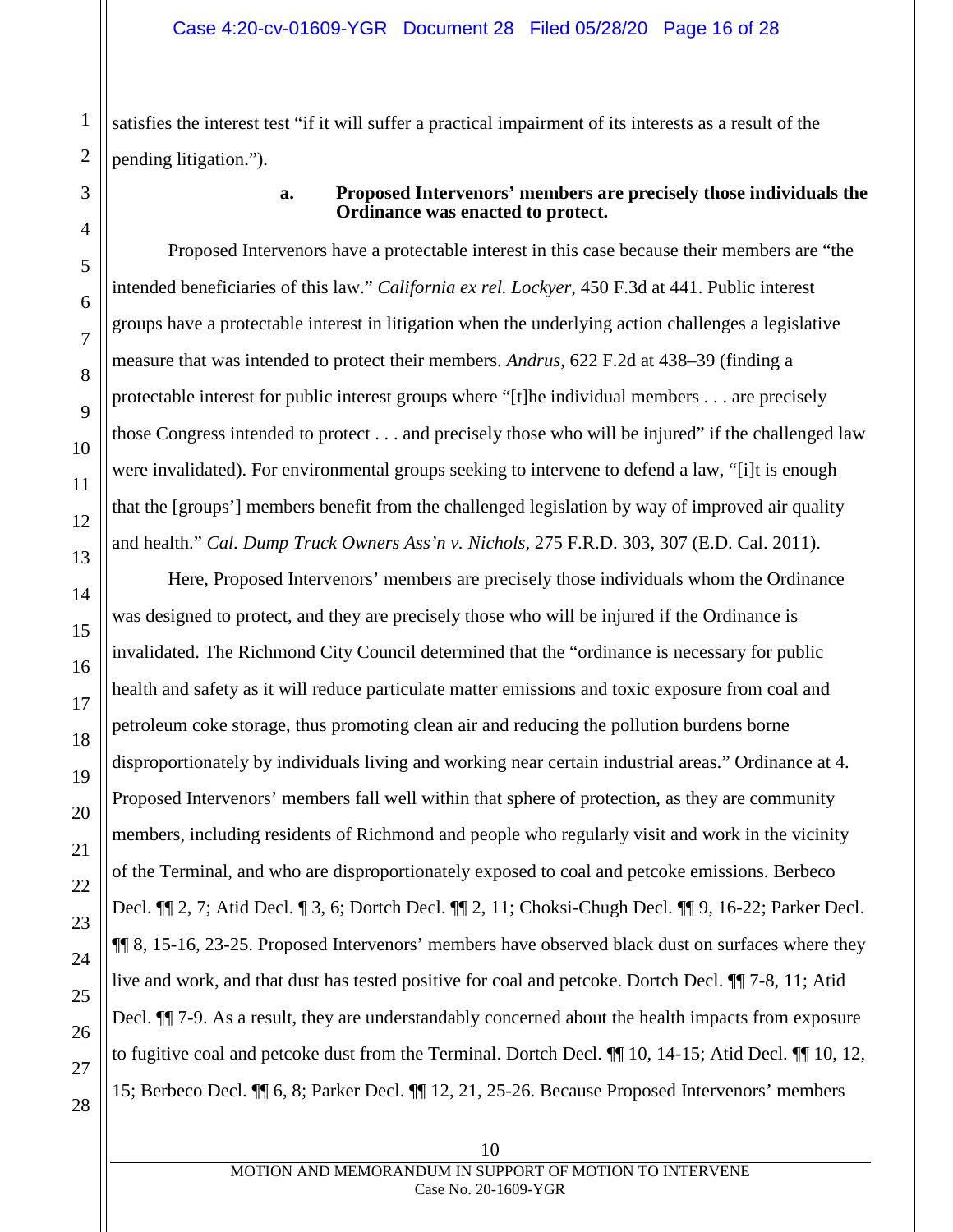satisfies the interest test "if it will suffer a practical impairment of its interests as a result of the pending litigation.").

**a. Proposed Intervenors' members are precisely those individuals the Ordinance was enacted to protect.**

Proposed Intervenors have a protectable interest in this case because their members are "the intended beneficiaries of this law." *California ex rel. Lockyer*, 450 F.3d at 441. Public interest groups have a protectable interest in litigation when the underlying action challenges a legislative measure that was intended to protect their members. *Andrus*, 622 F.2d at 438–39 (finding a protectable interest for public interest groups where "[t]he individual members . . . are precisely those Congress intended to protect . . . and precisely those who will be injured" if the challenged law were invalidated). For environmental groups seeking to intervene to defend a law, "[i]t is enough that the [groups'] members benefit from the challenged legislation by way of improved air quality and health." *Cal. Dump Truck Owners Ass'n v. Nichols*, 275 F.R.D. 303, 307 (E.D. Cal. 2011).

Here, Proposed Intervenors' members are precisely those individuals whom the Ordinance was designed to protect, and they are precisely those who will be injured if the Ordinance is invalidated. The Richmond City Council determined that the "ordinance is necessary for public health and safety as it will reduce particulate matter emissions and toxic exposure from coal and petroleum coke storage, thus promoting clean air and reducing the pollution burdens borne disproportionately by individuals living and working near certain industrial areas." Ordinance at 4. Proposed Intervenors' members fall well within that sphere of protection, as they are community members, including residents of Richmond and people who regularly visit and work in the vicinity of the Terminal, and who are disproportionately exposed to coal and petcoke emissions. Berbeco Decl. ¶¶ 2, 7; Atid Decl. ¶ 3, 6; Dortch Decl. ¶¶ 2, 11; Choksi-Chugh Decl. ¶¶ 9, 16-22; Parker Decl. ¶¶ 8, 15-16, 23-25. Proposed Intervenors' members have observed black dust on surfaces where they live and work, and that dust has tested positive for coal and petcoke. Dortch Decl. ¶¶ 7-8, 11; Atid Decl. ¶¶ 7-9. As a result, they are understandably concerned about the health impacts from exposure to fugitive coal and petcoke dust from the Terminal. Dortch Decl. ¶¶ 10, 14-15; Atid Decl. ¶¶ 10, 12, 15; Berbeco Decl. ¶¶ 6, 8; Parker Decl. ¶¶ 12, 21, 25-26. Because Proposed Intervenors' members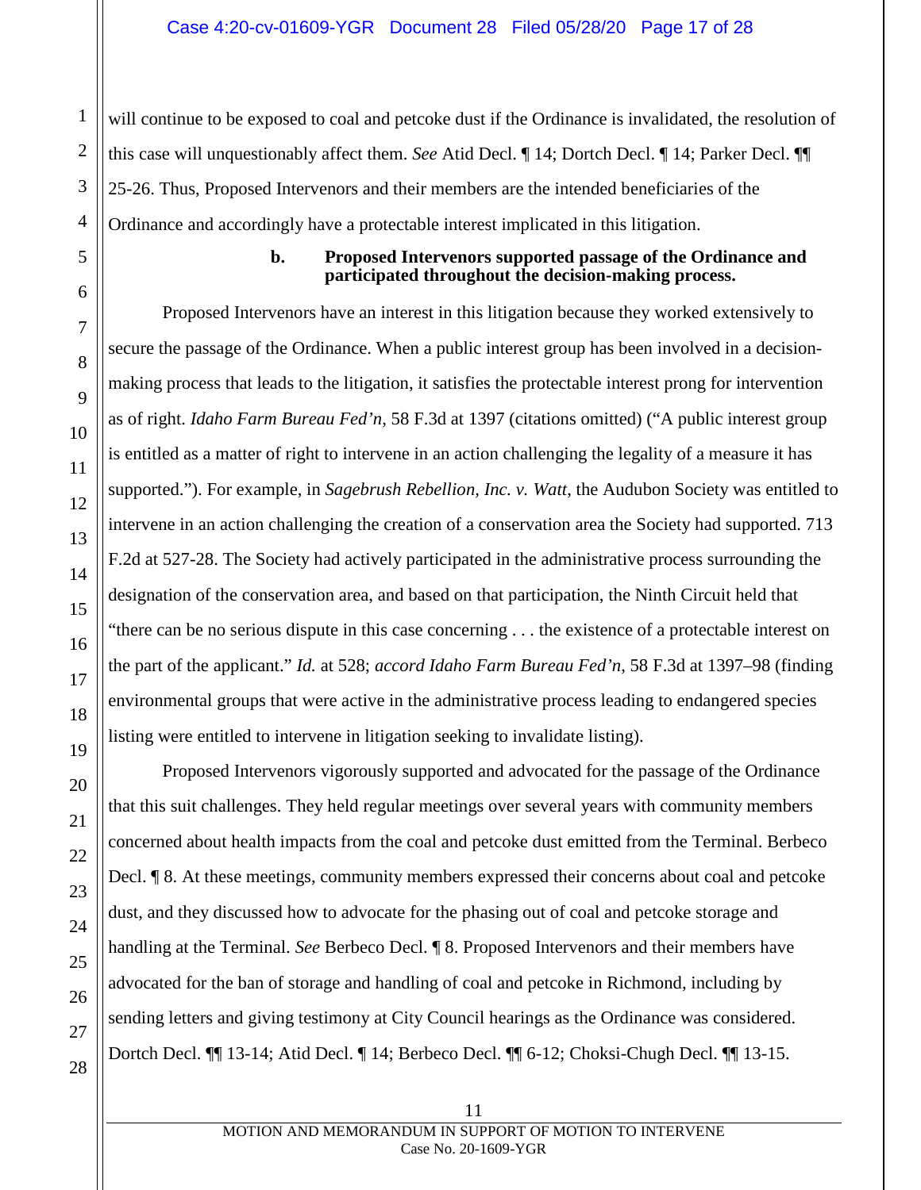will continue to be exposed to coal and petcoke dust if the Ordinance is invalidated, the resolution of this case will unquestionably affect them. *See* Atid Decl. ¶ 14; Dortch Decl. ¶ 14; Parker Decl. ¶¶ 25-26. Thus, Proposed Intervenors and their members are the intended beneficiaries of the Ordinance and accordingly have a protectable interest implicated in this litigation.

**b. Proposed Intervenors supported passage of the Ordinance and participated throughout the decision-making process.**

Proposed Intervenors have an interest in this litigation because they worked extensively to secure the passage of the Ordinance. When a public interest group has been involved in a decision-making process that leads to the litigation, it satisfies the protectable interest prong for intervention as of right. *Idaho Farm Bureau Fed'n*, 58 F.3d at 1397 (citations omitted) ("A public interest group is entitled as a matter of right to intervene in an action challenging the legality of a measure it has supported."). For example, in *Sagebrush Rebellion, Inc. v. Watt*, the Audubon Society was entitled to intervene in an action challenging the creation of a conservation area the Society had supported. 713 F.2d at 527-28. The Society had actively participated in the administrative process surrounding the designation of the conservation area, and based on that participation, the Ninth Circuit held that "there can be no serious dispute in this case concerning . . . the existence of a protectable interest on the part of the applicant." *Id.* at 528; *accord Idaho Farm Bureau Fed'n*, 58 F.3d at 1397–98 (finding environmental groups that were active in the administrative process leading to endangered species listing were entitled to intervene in litigation seeking to invalidate listing).

Proposed Intervenors vigorously supported and advocated for the passage of the Ordinance that this suit challenges. They held regular meetings over several years with community members concerned about health impacts from the coal and petcoke dust emitted from the Terminal. Berbeco Decl. ¶ 8. At these meetings, community members expressed their concerns about coal and petcoke dust, and they discussed how to advocate for the phasing out of coal and petcoke storage and handling at the Terminal. *See* Berbeco Decl. ¶ 8. Proposed Intervenors and their members have advocated for the ban of storage and handling of coal and petcoke in Richmond, including by sending letters and giving testimony at City Council hearings as the Ordinance was considered. Dortch Decl. ¶¶ 13-14; Atid Decl. ¶ 14; Berbeco Decl. ¶¶ 6-12; Choksi-Chugh Decl. ¶¶ 13-15.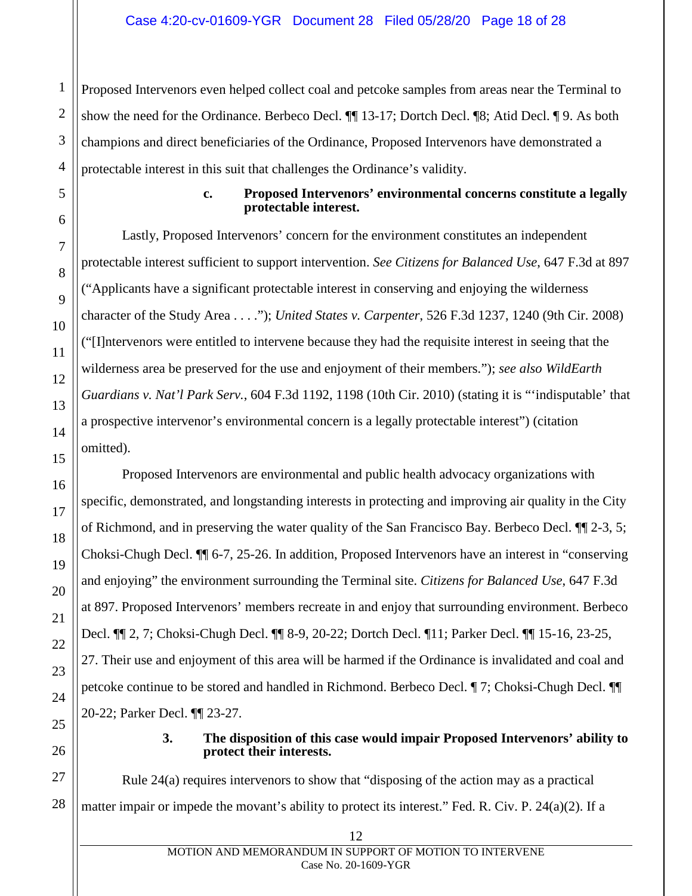Proposed Intervenors even helped collect coal and petcoke samples from areas near the Terminal to show the need for the Ordinance. Berbeco Decl. ¶¶ 13-17; Dortch Decl. ¶8; Atid Decl. ¶ 9. As both champions and direct beneficiaries of the Ordinance, Proposed Intervenors have demonstrated a protectable interest in this suit that challenges the Ordinance's validity.

**c. Proposed Intervenors' environmental concerns constitute a legally protectable interest.**

Lastly, Proposed Intervenors' concern for the environment constitutes an independent protectable interest sufficient to support intervention. *See Citizens for Balanced Use*, 647 F.3d at 897 ("Applicants have a significant protectable interest in conserving and enjoying the wilderness character of the Study Area . . . ."); *United States v. Carpenter*, 526 F.3d 1237, 1240 (9th Cir. 2008) ("[I]ntervenors were entitled to intervene because they had the requisite interest in seeing that the wilderness area be preserved for the use and enjoyment of their members."); *see also WildEarth Guardians v. Nat'l Park Serv.*, 604 F.3d 1192, 1198 (10th Cir. 2010) (stating it is "'indisputable' that a prospective intervenor's environmental concern is a legally protectable interest") (citation omitted).

Proposed Intervenors are environmental and public health advocacy organizations with specific, demonstrated, and longstanding interests in protecting and improving air quality in the City of Richmond, and in preserving the water quality of the San Francisco Bay. Berbeco Decl. ¶¶ 2-3, 5; Choksi-Chugh Decl. ¶¶ 6-7, 25-26. In addition, Proposed Intervenors have an interest in "conserving and enjoying" the environment surrounding the Terminal site. *Citizens for Balanced Use*, 647 F.3d at 897. Proposed Intervenors' members recreate in and enjoy that surrounding environment. Berbeco Decl. ¶¶ 2, 7; Choksi-Chugh Decl. ¶¶ 8-9, 20-22; Dortch Decl. ¶11; Parker Decl. ¶¶ 15-16, 23-25, 27. Their use and enjoyment of this area will be harmed if the Ordinance is invalidated and coal and petcoke continue to be stored and handled in Richmond. Berbeco Decl. ¶ 7; Choksi-Chugh Decl. ¶¶ 20-22; Parker Decl. ¶¶ 23-27.

**3. The disposition of this case would impair Proposed Intervenors' ability to protect their interests.**

Rule 24(a) requires intervenors to show that "disposing of the action may as a practical matter impair or impede the movant's ability to protect its interest." Fed. R. Civ. P. 24(a)(2). If a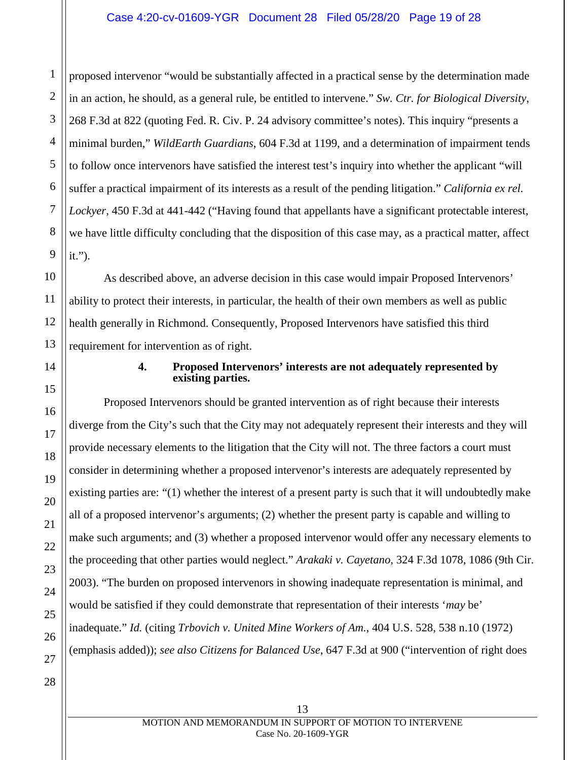proposed intervenor "would be substantially affected in a practical sense by the determination made in an action, he should, as a general rule, be entitled to intervene." *Sw. Ctr. for Biological Diversity*, 268 F.3d at 822 (quoting Fed. R. Civ. P. 24 advisory committee's notes). This inquiry "presents a minimal burden," *WildEarth Guardians*, 604 F.3d at 1199, and a determination of impairment tends to follow once intervenors have satisfied the interest test's inquiry into whether the applicant "will suffer a practical impairment of its interests as a result of the pending litigation." *California ex rel. Lockyer*, 450 F.3d at 441-442 ("Having found that appellants have a significant protectable interest, we have little difficulty concluding that the disposition of this case may, as a practical matter, affect it.").

As described above, an adverse decision in this case would impair Proposed Intervenors' ability to protect their interests, in particular, the health of their own members as well as public health generally in Richmond. Consequently, Proposed Intervenors have satisfied this third requirement for intervention as of right.

#### 4. Proposed Intervenors' interests are not adequately represented by existing parties.

Proposed Intervenors should be granted intervention as of right because their interests diverge from the City's such that the City may not adequately represent their interests and they will provide necessary elements to the litigation that the City will not. The three factors a court must consider in determining whether a proposed intervenor's interests are adequately represented by existing parties are: "(1) whether the interest of a present party is such that it will undoubtedly make all of a proposed intervenor's arguments; (2) whether the present party is capable and willing to make such arguments; and (3) whether a proposed intervenor would offer any necessary elements to the proceeding that other parties would neglect." *Arakaki v. Cayetano*, 324 F.3d 1078, 1086 (9th Cir. 2003). "The burden on proposed intervenors in showing inadequate representation is minimal, and would be satisfied if they could demonstrate that representation of their interests '*may* be' inadequate." *Id.* (citing *Trbovich v. United Mine Workers of Am.*, 404 U.S. 528, 538 n.10 (1972) (emphasis added)); *see also Citizens for Balanced Use*, 647 F.3d at 900 ("intervention of right does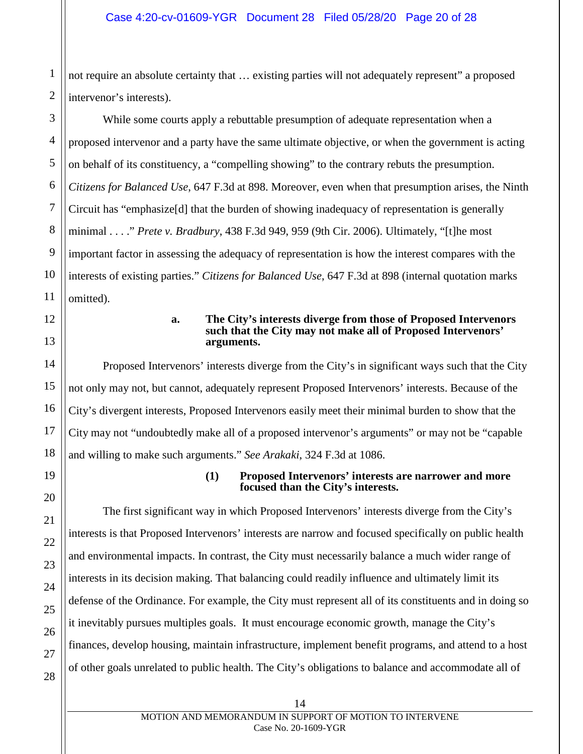not require an absolute certainty that … existing parties will not adequately represent" a proposed intervenor's interests).

While some courts apply a rebuttable presumption of adequate representation when a proposed intervenor and a party have the same ultimate objective, or when the government is acting on behalf of its constituency, a "compelling showing" to the contrary rebuts the presumption. *Citizens for Balanced Use*, 647 F.3d at 898. Moreover, even when that presumption arises, the Ninth Circuit has "emphasize[d] that the burden of showing inadequacy of representation is generally minimal . . . ." *Prete v. Bradbury*, 438 F.3d 949, 959 (9th Cir. 2006). Ultimately, "[t]he most important factor in assessing the adequacy of representation is how the interest compares with the interests of existing parties." *Citizens for Balanced Use*, 647 F.3d at 898 (internal quotation marks omitted).

**a. The City's interests diverge from those of Proposed Intervenors such that the City may not make all of Proposed Intervenors' arguments.**

Proposed Intervenors' interests diverge from the City's in significant ways such that the City not only may not, but cannot, adequately represent Proposed Intervenors' interests. Because of the City's divergent interests, Proposed Intervenors easily meet their minimal burden to show that the City may not "undoubtedly make all of a proposed intervenor's arguments" or may not be "capable and willing to make such arguments." *See Arakaki*, 324 F.3d at 1086.

**(1) Proposed Intervenors' interests are narrower and more focused than the City's interests.**

The first significant way in which Proposed Intervenors' interests diverge from the City's interests is that Proposed Intervenors' interests are narrow and focused specifically on public health and environmental impacts. In contrast, the City must necessarily balance a much wider range of interests in its decision making. That balancing could readily influence and ultimately limit its defense of the Ordinance. For example, the City must represent all of its constituents and in doing so it inevitably pursues multiples goals. It must encourage economic growth, manage the City's finances, develop housing, maintain infrastructure, implement benefit programs, and attend to a host of other goals unrelated to public health. The City's obligations to balance and accommodate all of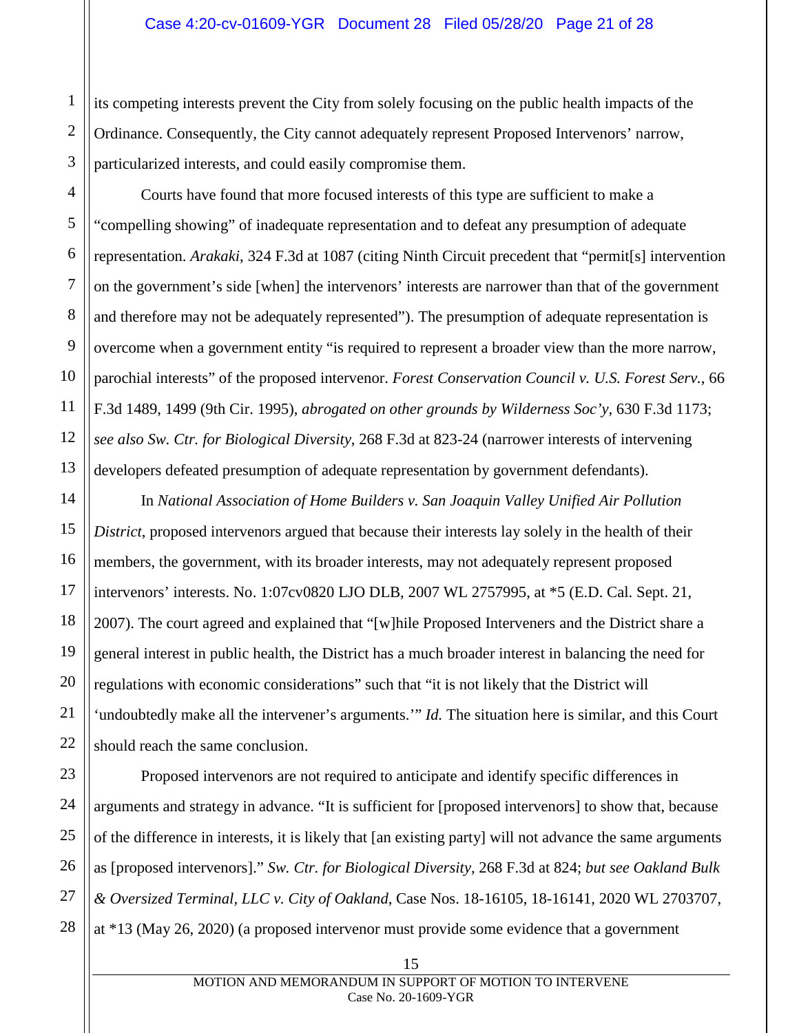its competing interests prevent the City from solely focusing on the public health impacts of the Ordinance. Consequently, the City cannot adequately represent Proposed Intervenors' narrow, particularized interests, and could easily compromise them.

Courts have found that more focused interests of this type are sufficient to make a "compelling showing" of inadequate representation and to defeat any presumption of adequate representation. *Arakaki*, 324 F.3d at 1087 (citing Ninth Circuit precedent that "permit[s] intervention on the government's side [when] the intervenors' interests are narrower than that of the government and therefore may not be adequately represented"). The presumption of adequate representation is overcome when a government entity "is required to represent a broader view than the more narrow, parochial interests" of the proposed intervenor. *Forest Conservation Council v. U.S. Forest Serv.*, 66 F.3d 1489, 1499 (9th Cir. 1995), *abrogated on other grounds by Wilderness Soc'y*, 630 F.3d 1173; *see also Sw. Ctr. for Biological Diversity*, 268 F.3d at 823-24 (narrower interests of intervening developers defeated presumption of adequate representation by government defendants).

In *National Association of Home Builders v. San Joaquin Valley Unified Air Pollution District*, proposed intervenors argued that because their interests lay solely in the health of their members, the government, with its broader interests, may not adequately represent proposed intervenors' interests. No. 1:07cv0820 LJO DLB, 2007 WL 2757995, at *5 (E.D. Cal. Sept. 21, 2007). The court agreed and explained that "[w]hile Proposed Interveners and the District share a general interest in public health, the District has a much broader interest in balancing the need for regulations with economic considerations" such that "it is not likely that the District will 'undoubtedly make all the intervener's arguments.'" *Id.* The situation here is similar, and this Court should reach the same conclusion.

Proposed intervenors are not required to anticipate and identify specific differences in arguments and strategy in advance. "It is sufficient for [proposed intervenors] to show that, because of the difference in interests, it is likely that [an existing party] will not advance the same arguments as [proposed intervenors]." *Sw. Ctr. for Biological Diversity*, 268 F.3d at 824; *but see Oakland Bulk & Oversized Terminal, LLC v. City of Oakland*, Case Nos. 18-16105, 18-16141, 2020 WL 2703707, at *13 (May 26, 2020) (a proposed intervenor must provide some evidence that a government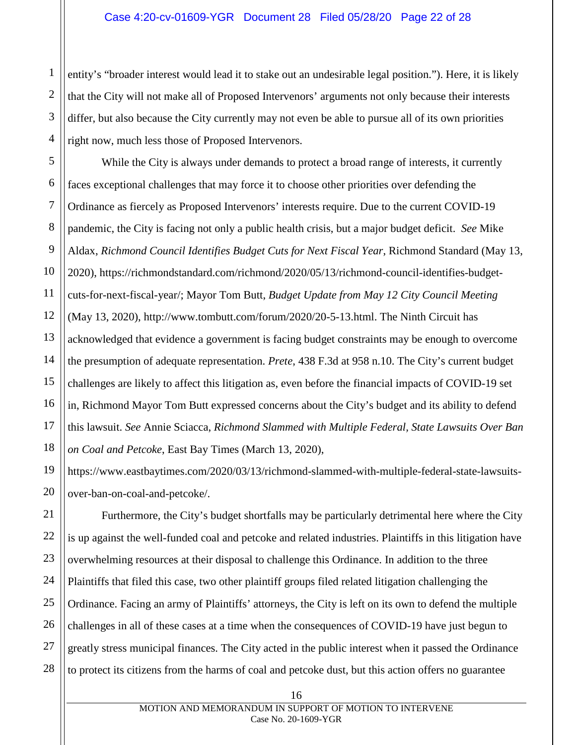entity's "broader interest would lead it to stake out an undesirable legal position."). Here, it is likely that the City will not make all of Proposed Intervenors' arguments not only because their interests differ, but also because the City currently may not even be able to pursue all of its own priorities right now, much less those of Proposed Intervenors.

While the City is always under demands to protect a broad range of interests, it currently faces exceptional challenges that may force it to choose other priorities over defending the Ordinance as fiercely as Proposed Intervenors' interests require. Due to the current COVID-19 pandemic, the City is facing not only a public health crisis, but a major budget deficit. *See* Mike Aldax, *Richmond Council Identifies Budget Cuts for Next Fiscal Year*, Richmond Standard (May 13, 2020), https://richmondstandard.com/richmond/2020/05/13/richmond-council-identifies-budget-cuts-for-next-fiscal-year/; Mayor Tom Butt, *Budget Update from May 12 City Council Meeting* (May 13, 2020), http://www.tombutt.com/forum/2020/20-5-13.html. The Ninth Circuit has acknowledged that evidence a government is facing budget constraints may be enough to overcome the presumption of adequate representation. *Prete*, 438 F.3d at 958 n.10. The City's current budget challenges are likely to affect this litigation as, even before the financial impacts of COVID-19 set in, Richmond Mayor Tom Butt expressed concerns about the City's budget and its ability to defend this lawsuit. *See* Annie Sciacca, *Richmond Slammed with Multiple Federal, State Lawsuits Over Ban on Coal and Petcoke*, East Bay Times (March 13, 2020), https://www.eastbaytimes.com/2020/03/13/richmond-slammed-with-multiple-federal-state-lawsuits-over-ban-on-coal-and-petcoke/.

Furthermore, the City's budget shortfalls may be particularly detrimental here where the City is up against the well-funded coal and petcoke and related industries. Plaintiffs in this litigation have overwhelming resources at their disposal to challenge this Ordinance. In addition to the three Plaintiffs that filed this case, two other plaintiff groups filed related litigation challenging the Ordinance. Facing an army of Plaintiffs' attorneys, the City is left on its own to defend the multiple challenges in all of these cases at a time when the consequences of COVID-19 have just begun to greatly stress municipal finances. The City acted in the public interest when it passed the Ordinance to protect its citizens from the harms of coal and petcoke dust, but this action offers no guarantee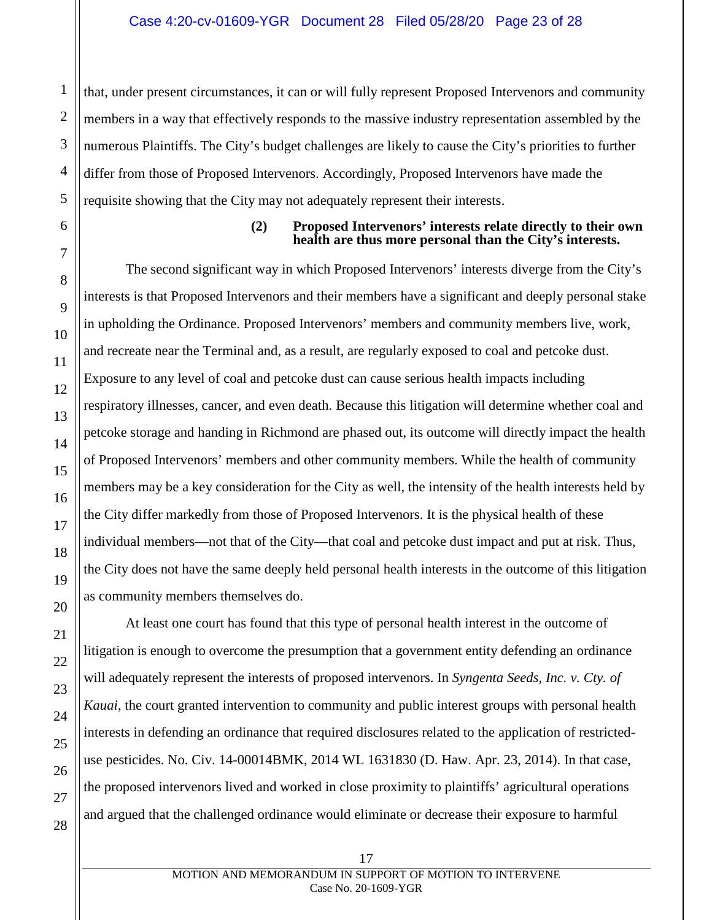that, under present circumstances, it can or will fully represent Proposed Intervenors and community members in a way that effectively responds to the massive industry representation assembled by the numerous Plaintiffs. The City's budget challenges are likely to cause the City's priorities to further differ from those of Proposed Intervenors. Accordingly, Proposed Intervenors have made the requisite showing that the City may not adequately represent their interests.

#### (2) Proposed Intervenors' interests relate directly to their own health are thus more personal than the City's interests.

The second significant way in which Proposed Intervenors' interests diverge from the City's interests is that Proposed Intervenors and their members have a significant and deeply personal stake in upholding the Ordinance. Proposed Intervenors' members and community members live, work, and recreate near the Terminal and, as a result, are regularly exposed to coal and petcoke dust. Exposure to any level of coal and petcoke dust can cause serious health impacts including respiratory illnesses, cancer, and even death. Because this litigation will determine whether coal and petcoke storage and handing in Richmond are phased out, its outcome will directly impact the health of Proposed Intervenors' members and other community members. While the health of community members may be a key consideration for the City as well, the intensity of the health interests held by the City differ markedly from those of Proposed Intervenors. It is the physical health of these individual members—not that of the City—that coal and petcoke dust impact and put at risk. Thus, the City does not have the same deeply held personal health interests in the outcome of this litigation as community members themselves do.

At least one court has found that this type of personal health interest in the outcome of litigation is enough to overcome the presumption that a government entity defending an ordinance will adequately represent the interests of proposed intervenors. In *Syngenta Seeds, Inc. v. Cty. of Kauai*, the court granted intervention to community and public interest groups with personal health interests in defending an ordinance that required disclosures related to the application of restricted-use pesticides. No. Civ. 14-00014BMK, 2014 WL 1631830 (D. Haw. Apr. 23, 2014). In that case, the proposed intervenors lived and worked in close proximity to plaintiffs' agricultural operations and argued that the challenged ordinance would eliminate or decrease their exposure to harmful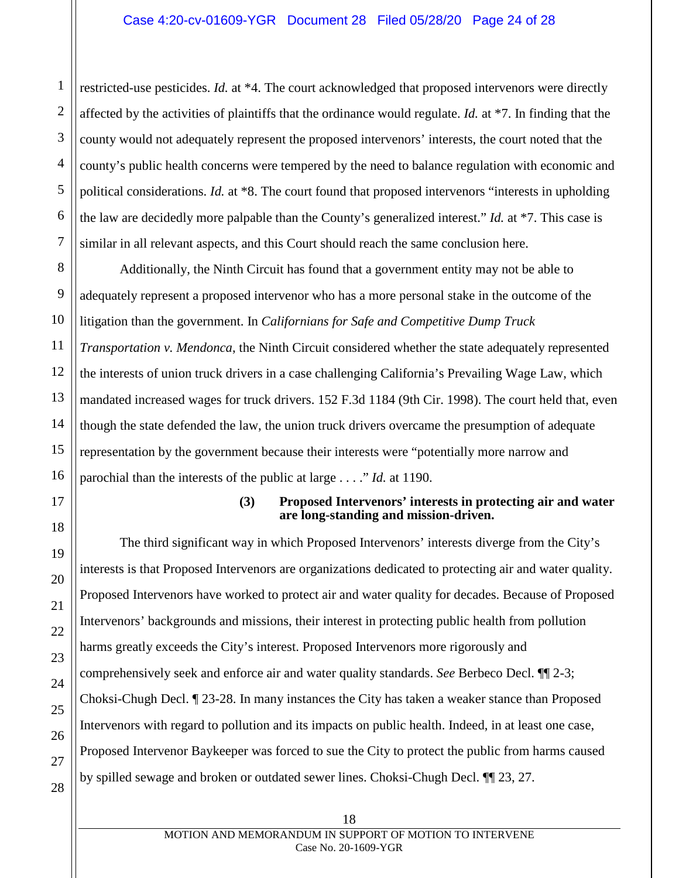restricted-use pesticides. *Id.* at \*4. The court acknowledged that proposed intervenors were directly affected by the activities of plaintiffs that the ordinance would regulate. *Id.* at \*7. In finding that the county would not adequately represent the proposed intervenors' interests, the court noted that the county's public health concerns were tempered by the need to balance regulation with economic and political considerations. *Id.* at \*8. The court found that proposed intervenors "interests in upholding the law are decidedly more palpable than the County's generalized interest." *Id.* at \*7. This case is similar in all relevant aspects, and this Court should reach the same conclusion here.

Additionally, the Ninth Circuit has found that a government entity may not be able to adequately represent a proposed intervenor who has a more personal stake in the outcome of the litigation than the government. In *Californians for Safe and Competitive Dump Truck Transportation v. Mendonca*, the Ninth Circuit considered whether the state adequately represented the interests of union truck drivers in a case challenging California's Prevailing Wage Law, which mandated increased wages for truck drivers. 152 F.3d 1184 (9th Cir. 1998). The court held that, even though the state defended the law, the union truck drivers overcame the presumption of adequate representation by the government because their interests were "potentially more narrow and parochial than the interests of the public at large . . . ." *Id.* at 1190.

**(3) Proposed Intervenors' interests in protecting air and water are long-standing and mission-driven.**

The third significant way in which Proposed Intervenors' interests diverge from the City's interests is that Proposed Intervenors are organizations dedicated to protecting air and water quality. Proposed Intervenors have worked to protect air and water quality for decades. Because of Proposed Intervenors' backgrounds and missions, their interest in protecting public health from pollution harms greatly exceeds the City's interest. Proposed Intervenors more rigorously and comprehensively seek and enforce air and water quality standards. *See* Berbeco Decl. ¶¶ 2-3; Choksi-Chugh Decl. ¶ 23-28. In many instances the City has taken a weaker stance than Proposed Intervenors with regard to pollution and its impacts on public health. Indeed, in at least one case, Proposed Intervenor Baykeeper was forced to sue the City to protect the public from harms caused by spilled sewage and broken or outdated sewer lines. Choksi-Chugh Decl. ¶¶ 23, 27.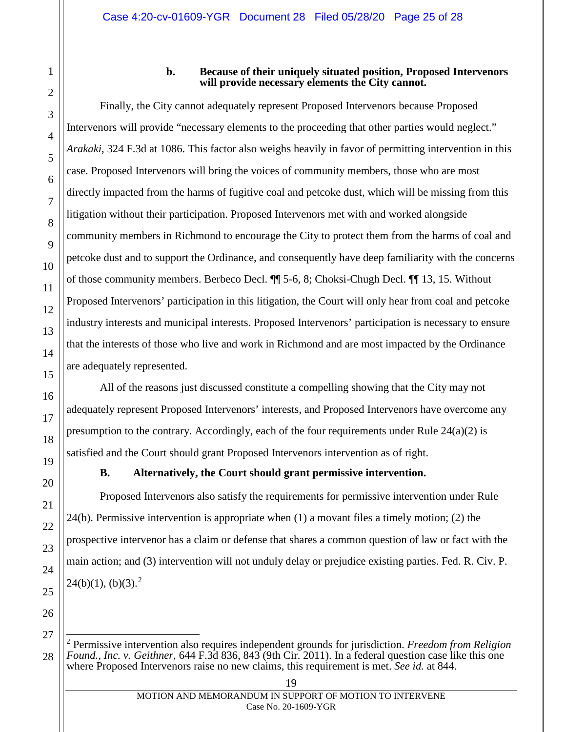**b. Because of their uniquely situated position, Proposed Intervenors will provide necessary elements the City cannot.**

Finally, the City cannot adequately represent Proposed Intervenors because Proposed Intervenors will provide "necessary elements to the proceeding that other parties would neglect." *Arakaki*, 324 F.3d at 1086. This factor also weighs heavily in favor of permitting intervention in this case. Proposed Intervenors will bring the voices of community members, those who are most directly impacted from the harms of fugitive coal and petcoke dust, which will be missing from this litigation without their participation. Proposed Intervenors met with and worked alongside community members in Richmond to encourage the City to protect them from the harms of coal and petcoke dust and to support the Ordinance, and consequently have deep familiarity with the concerns of those community members. Berbeco Decl. ¶¶ 5-6, 8; Choksi-Chugh Decl. ¶¶ 13, 15. Without Proposed Intervenors' participation in this litigation, the Court will only hear from coal and petcoke industry interests and municipal interests. Proposed Intervenors' participation is necessary to ensure that the interests of those who live and work in Richmond and are most impacted by the Ordinance are adequately represented.

All of the reasons just discussed constitute a compelling showing that the City may not adequately represent Proposed Intervenors' interests, and Proposed Intervenors have overcome any presumption to the contrary. Accordingly, each of the four requirements under Rule 24(a)(2) is satisfied and the Court should grant Proposed Intervenors intervention as of right.

**B. Alternatively, the Court should grant permissive intervention.**

Proposed Intervenors also satisfy the requirements for permissive intervention under Rule 24(b). Permissive intervention is appropriate when (1) a movant files a timely motion; (2) the prospective intervenor has a claim or defense that shares a common question of law or fact with the main action; and (3) intervention will not unduly delay or prejudice existing parties. Fed. R. Civ. P. 24(b)(1), (b)(3).[2]

---

[2] Permissive intervention also requires independent grounds for jurisdiction. *Freedom from Religion Found., Inc. v. Geithner*, 644 F.3d 836, 843 (9th Cir. 2011). In a federal question case like this one where Proposed Intervenors raise no new claims, this requirement is met. *See id.* at 844.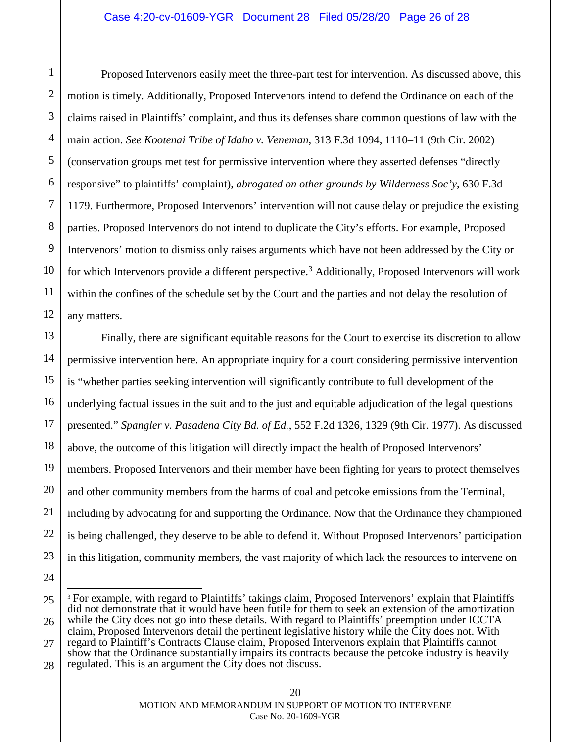Proposed Intervenors easily meet the three-part test for intervention. As discussed above, this motion is timely. Additionally, Proposed Intervenors intend to defend the Ordinance on each of the claims raised in Plaintiffs' complaint, and thus its defenses share common questions of law with the main action. *See Kootenai Tribe of Idaho v. Veneman*, 313 F.3d 1094, 1110–11 (9th Cir. 2002) (conservation groups met test for permissive intervention where they asserted defenses "directly responsive" to plaintiffs' complaint), *abrogated on other grounds by Wilderness Soc'y*, 630 F.3d 1179. Furthermore, Proposed Intervenors' intervention will not cause delay or prejudice the existing parties. Proposed Intervenors do not intend to duplicate the City's efforts. For example, Proposed Intervenors' motion to dismiss only raises arguments which have not been addressed by the City or for which Intervenors provide a different perspective.[3] Additionally, Proposed Intervenors will work within the confines of the schedule set by the Court and the parties and not delay the resolution of any matters.

Finally, there are significant equitable reasons for the Court to exercise its discretion to allow permissive intervention here. An appropriate inquiry for a court considering permissive intervention is "whether parties seeking intervention will significantly contribute to full development of the underlying factual issues in the suit and to the just and equitable adjudication of the legal questions presented." *Spangler v. Pasadena City Bd. of Ed.*, 552 F.2d 1326, 1329 (9th Cir. 1977). As discussed above, the outcome of this litigation will directly impact the health of Proposed Intervenors' members. Proposed Intervenors and their member have been fighting for years to protect themselves and other community members from the harms of coal and petcoke emissions from the Terminal, including by advocating for and supporting the Ordinance. Now that the Ordinance they championed is being challenged, they deserve to be able to defend it. Without Proposed Intervenors' participation in this litigation, community members, the vast majority of which lack the resources to intervene on

---

[3] For example, with regard to Plaintiffs' takings claim, Proposed Intervenors' explain that Plaintiffs did not demonstrate that it would have been futile for them to seek an extension of the amortization while the City does not go into these details. With regard to Plaintiffs' preemption under ICCTA claim, Proposed Intervenors detail the pertinent legislative history while the City does not. With regard to Plaintiff's Contracts Clause claim, Proposed Intervenors explain that Plaintiffs cannot show that the Ordinance substantially impairs its contracts because the petcoke industry is heavily regulated. This is an argument the City does not discuss.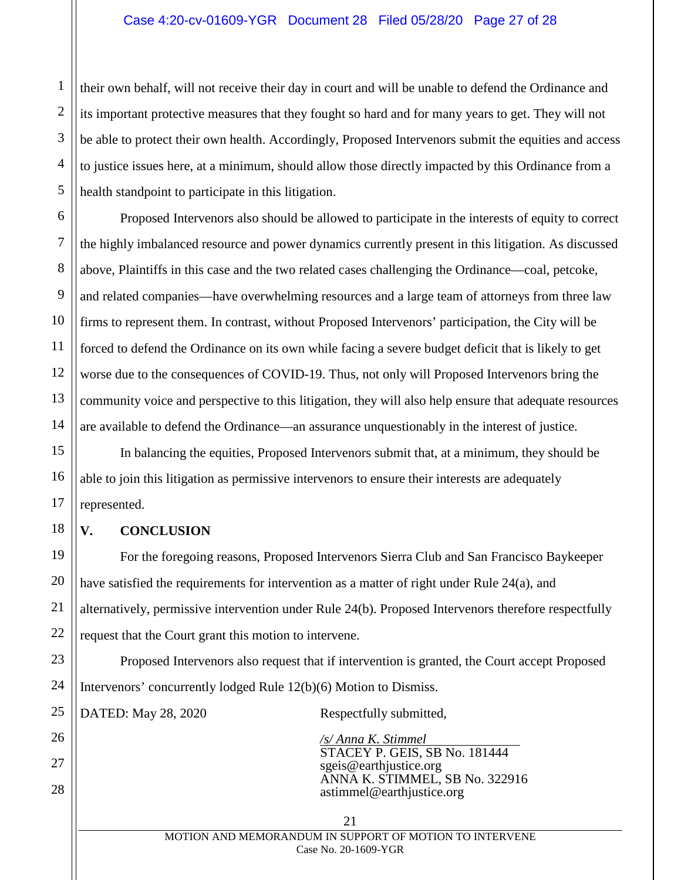their own behalf, will not receive their day in court and will be unable to defend the Ordinance and its important protective measures that they fought so hard and for many years to get. They will not be able to protect their own health. Accordingly, Proposed Intervenors submit the equities and access to justice issues here, at a minimum, should allow those directly impacted by this Ordinance from a health standpoint to participate in this litigation.

Proposed Intervenors also should be allowed to participate in the interests of equity to correct the highly imbalanced resource and power dynamics currently present in this litigation. As discussed above, Plaintiffs in this case and the two related cases challenging the Ordinance—coal, petcoke, and related companies—have overwhelming resources and a large team of attorneys from three law firms to represent them. In contrast, without Proposed Intervenors' participation, the City will be forced to defend the Ordinance on its own while facing a severe budget deficit that is likely to get worse due to the consequences of COVID-19. Thus, not only will Proposed Intervenors bring the community voice and perspective to this litigation, they will also help ensure that adequate resources are available to defend the Ordinance—an assurance unquestionably in the interest of justice.

In balancing the equities, Proposed Intervenors submit that, at a minimum, they should be able to join this litigation as permissive intervenors to ensure their interests are adequately represented.

## V. CONCLUSION

For the foregoing reasons, Proposed Intervenors Sierra Club and San Francisco Baykeeper have satisfied the requirements for intervention as a matter of right under Rule 24(a), and alternatively, permissive intervention under Rule 24(b). Proposed Intervenors therefore respectfully request that the Court grant this motion to intervene.

Proposed Intervenors also request that if intervention is granted, the Court accept Proposed Intervenors' concurrently lodged Rule 12(b)(6) Motion to Dismiss.

DATED: May 28, 2020

Respectfully submitted,

*/s/ Anna K. Stimmel*
STACEY P. GEIS, SB No. 181444
sgeis@earthjustice.org
ANNA K. STIMMEL, SB No. 322916
astimmel@earthjustice.org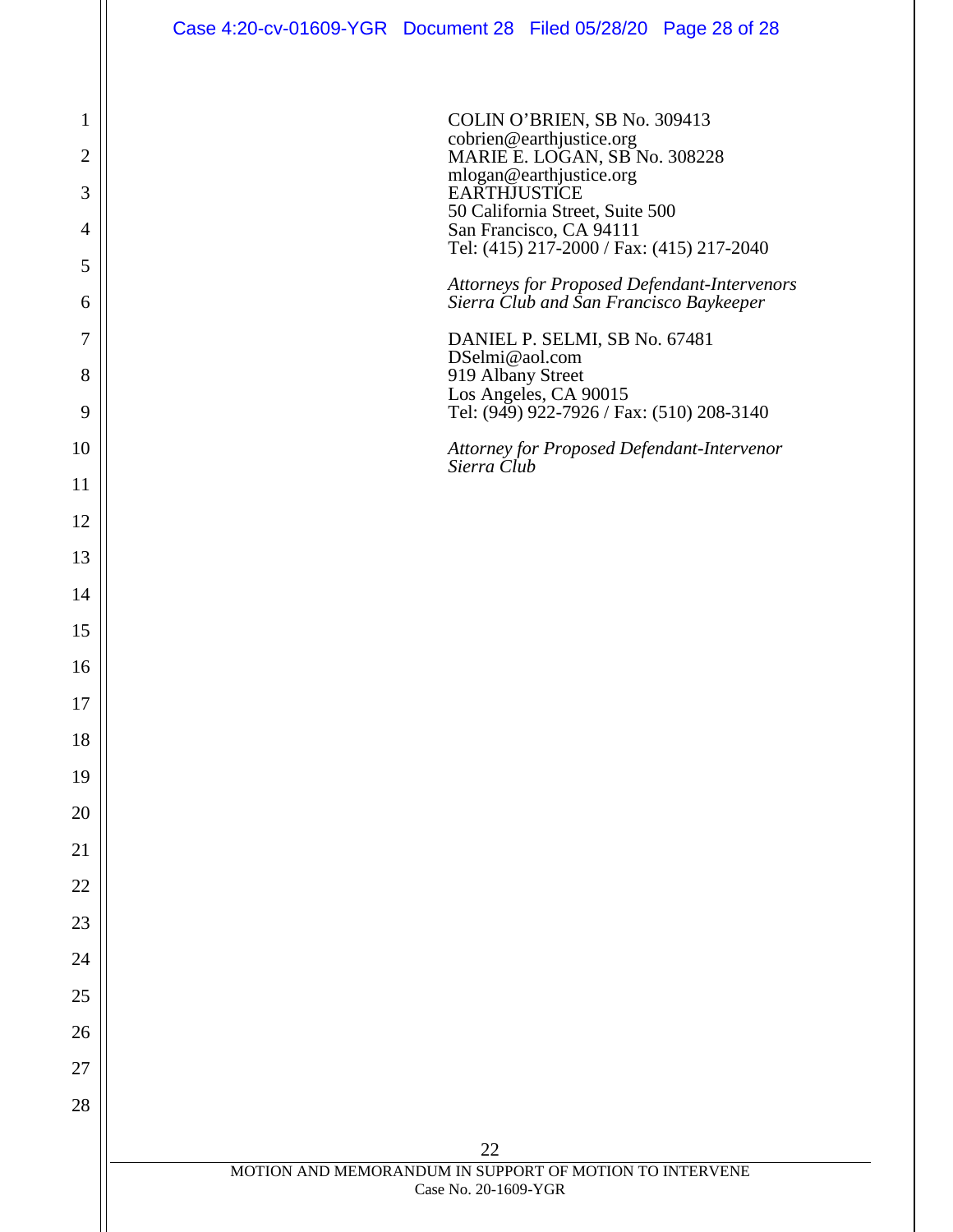COLIN O'BRIEN, SB No. 309413
cobrien@earthjustice.org
MARIE E. LOGAN, SB No. 308228
mlogan@earthjustice.org
EARTHJUSTICE
50 California Street, Suite 500
San Francisco, CA 94111
Tel: (415) 217-2000 / Fax: (415) 217-2040

*Attorneys for Proposed Defendant-Intervenors Sierra Club and San Francisco Baykeeper*

DANIEL P. SELMI, SB No. 67481
DSelmi@aol.com
919 Albany Street
Los Angeles, CA 90015
Tel: (949) 922-7926 / Fax: (510) 208-3140

*Attorney for Proposed Defendant-Intervenor Sierra Club*